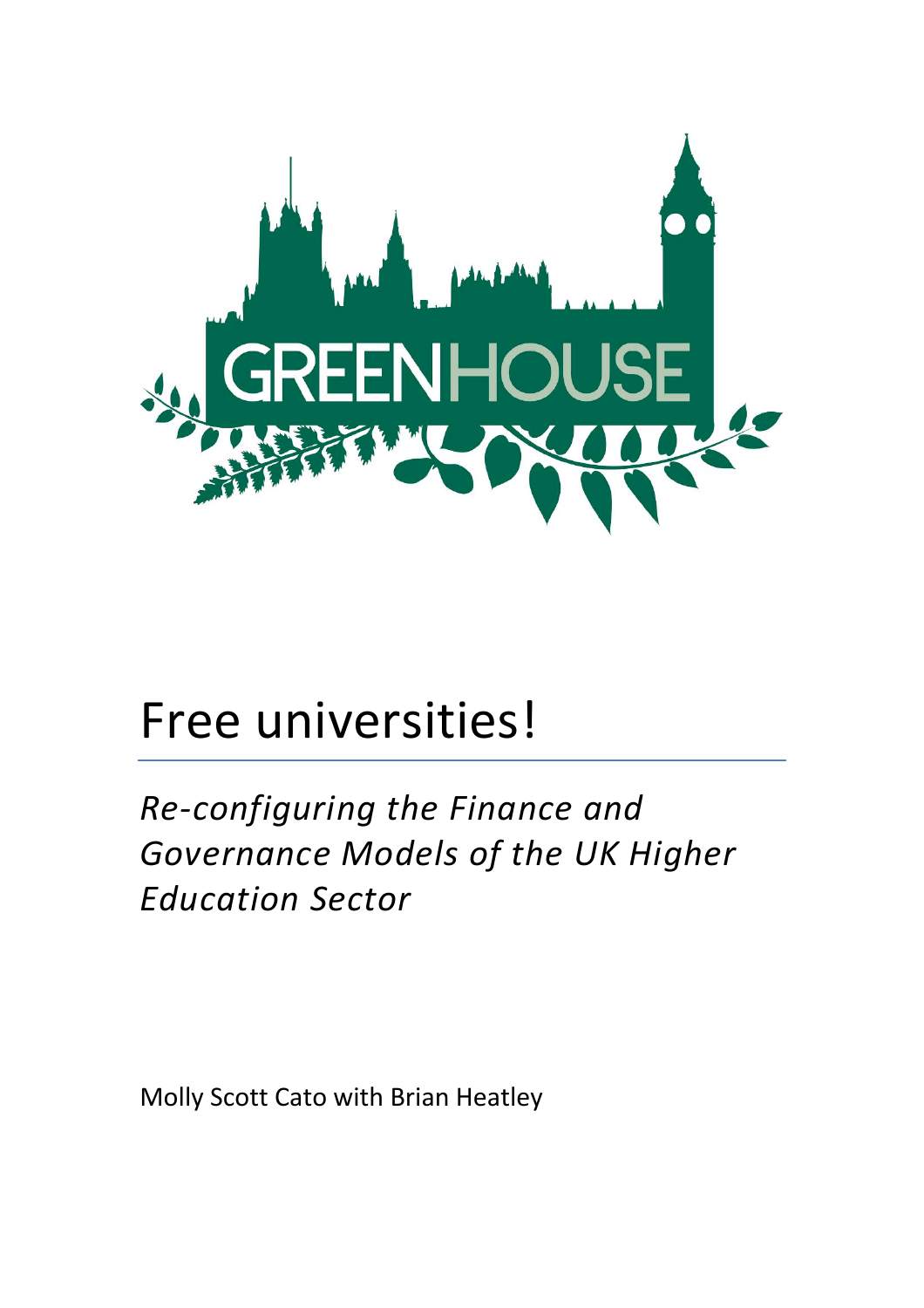GREENHOUSE

# Free universities!

*Re-configuring the Finance and Governance Models of the UK Higher Education Sector*

Molly Scott Cato with Brian Heatley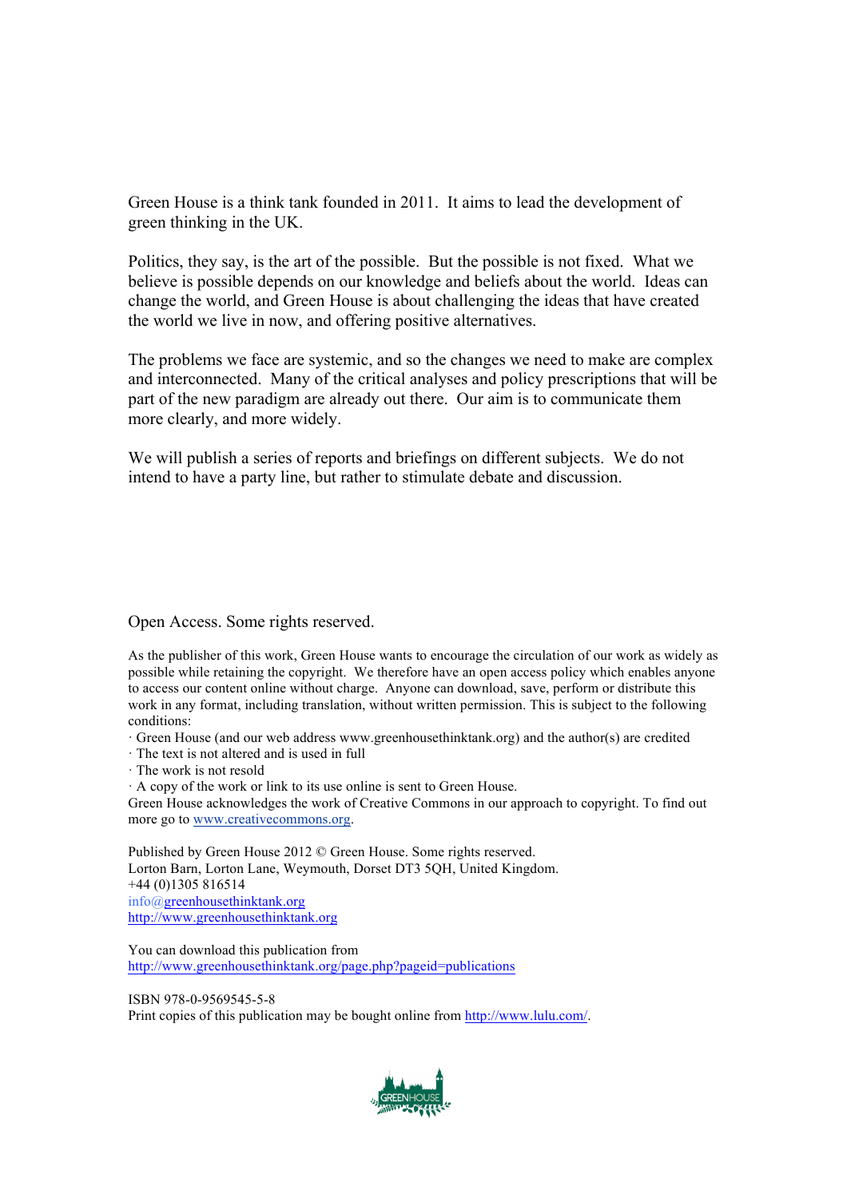Green House is a think tank founded in 2011. It aims to lead the development of green thinking in the UK.

Politics, they say, is the art of the possible. But the possible is not fixed. What we believe is possible depends on our knowledge and beliefs about the world. Ideas can change the world, and Green House is about challenging the ideas that have created the world we live in now, and offering positive alternatives.

The problems we face are systemic, and so the changes we need to make are complex and interconnected. Many of the critical analyses and policy prescriptions that will be part of the new paradigm are already out there. Our aim is to communicate them more clearly, and more widely.

We will publish a series of reports and briefings on different subjects. We do not intend to have a party line, but rather to stimulate debate and discussion.

Open Access. Some rights reserved.

As the publisher of this work, Green House wants to encourage the circulation of our work as widely as possible while retaining the copyright. We therefore have an open access policy which enables anyone to access our content online without charge. Anyone can download, save, perform or distribute this work in any format, including translation, without written permission. This is subject to the following conditions:

· Green House (and our web address www.greenhousethinktank.org) and the author(s) are credited
· The text is not altered and is used in full
· The work is not resold
· A copy of the work or link to its use online is sent to Green House.

Green House acknowledges the work of Creative Commons in our approach to copyright. To find out more go to www.creativecommons.org.

Published by Green House 2012 © Green House. Some rights reserved.
Lorton Barn, Lorton Lane, Weymouth, Dorset DT3 5QH, United Kingdom.
+44 (0)1305 816514
info@greenhousethinktank.org
http://www.greenhousethinktank.org

You can download this publication from
http://www.greenhousethinktank.org/page.php?pageid=publications

ISBN 978-0-9569545-5-8
Print copies of this publication may be bought online from http://www.lulu.com/.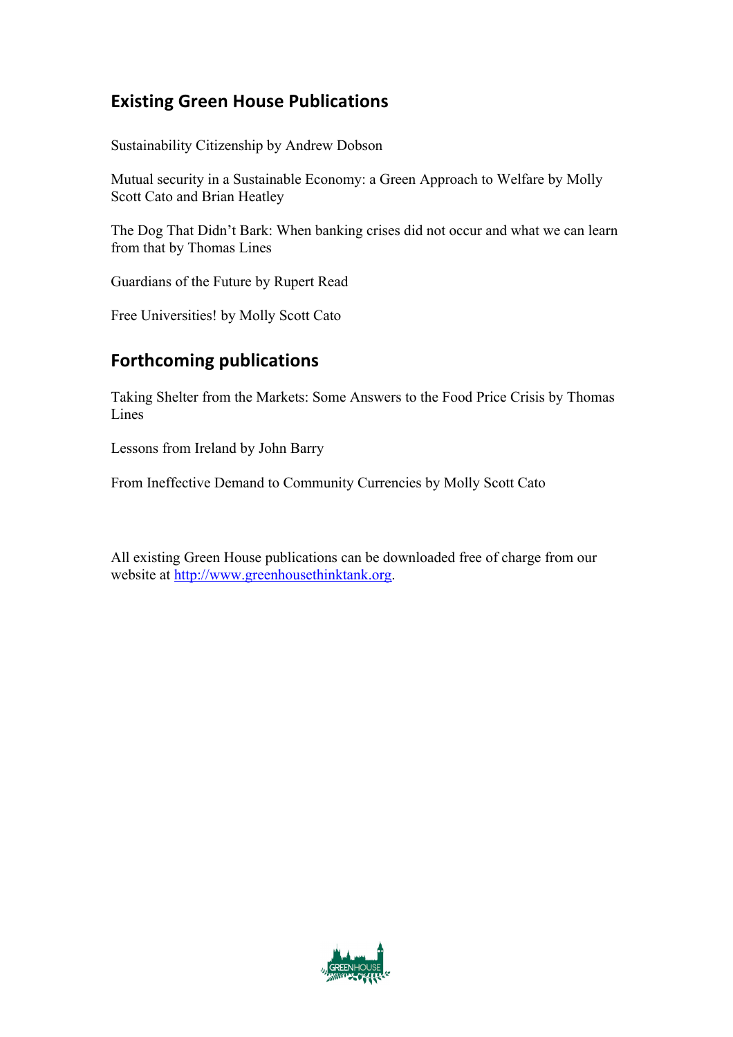## Existing Green House Publications

Sustainability Citizenship by Andrew Dobson

Mutual security in a Sustainable Economy: a Green Approach to Welfare by Molly Scott Cato and Brian Heatley

The Dog That Didn't Bark: When banking crises did not occur and what we can learn from that by Thomas Lines

Guardians of the Future by Rupert Read

Free Universities! by Molly Scott Cato

## Forthcoming publications

Taking Shelter from the Markets: Some Answers to the Food Price Crisis by Thomas Lines

Lessons from Ireland by John Barry

From Ineffective Demand to Community Currencies by Molly Scott Cato

All existing Green House publications can be downloaded free of charge from our website at http://www.greenhousethinktank.org.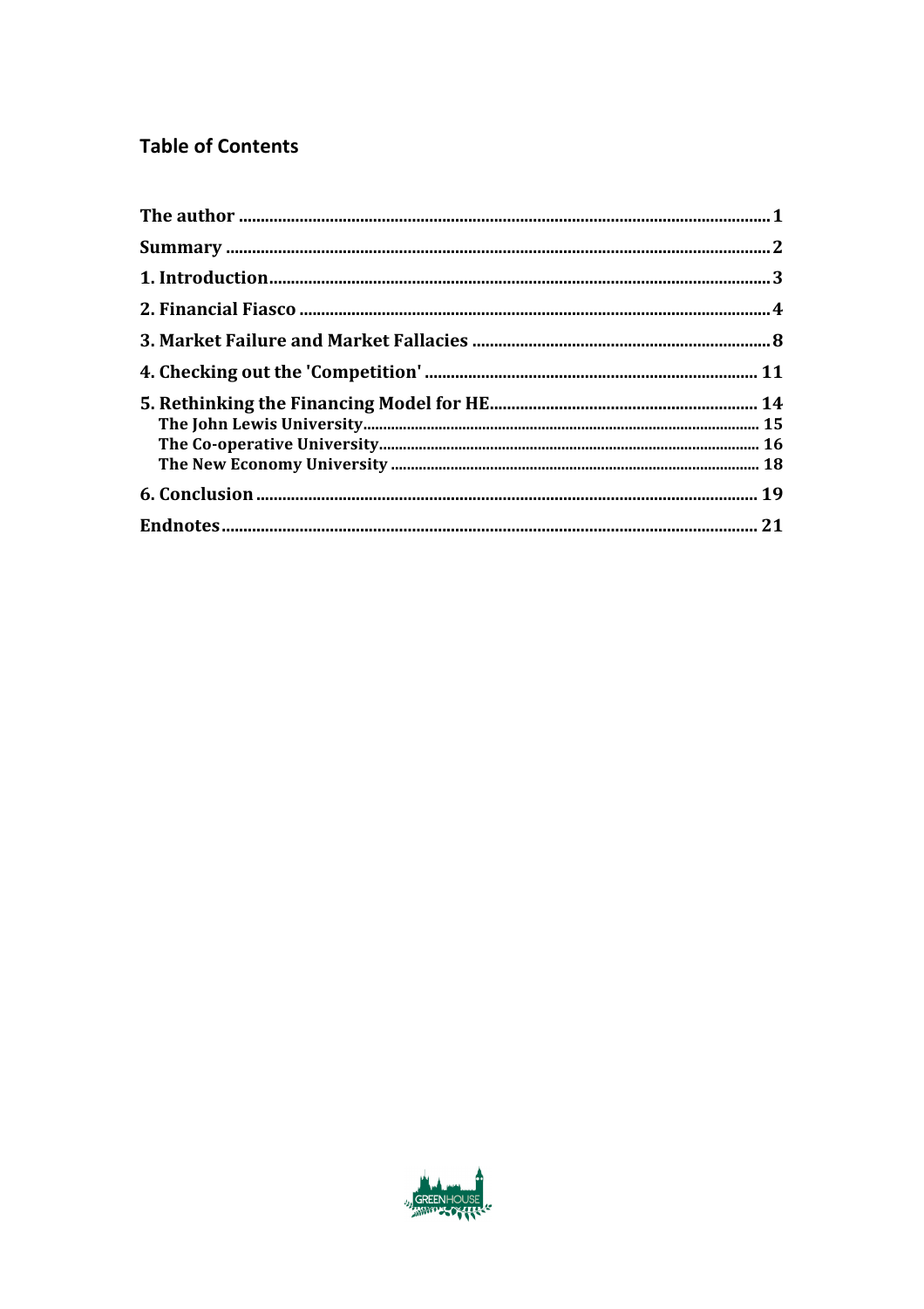## Table of Contents

| | |
|---|---|
| **The author** | **1** |
| **Summary** | **2** |
| **1. Introduction** | **3** |
| **2. Financial Fiasco** | **4** |
| **3. Market Failure and Market Fallacies** | **8** |
| **4. Checking out the 'Competition'** | **11** |
| **5. Rethinking the Financing Model for HE** | **14** |
| The John Lewis University | 15 |
| The Co-operative University | 16 |
| The New Economy University | 18 |
| **6. Conclusion** | **19** |
| **Endnotes** | **21** |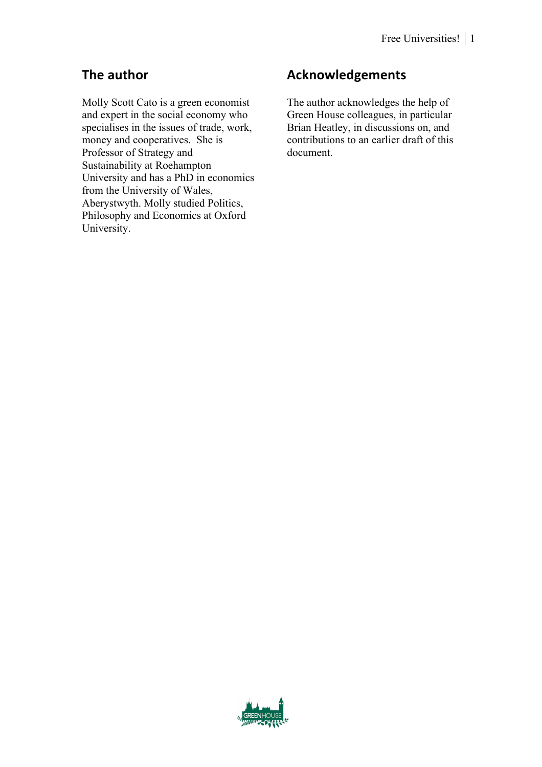## The author

Molly Scott Cato is a green economist and expert in the social economy who specialises in the issues of trade, work, money and cooperatives. She is Professor of Strategy and Sustainability at Roehampton University and has a PhD in economics from the University of Wales, Aberystwyth. Molly studied Politics, Philosophy and Economics at Oxford University.

## Acknowledgements

The author acknowledges the help of Green House colleagues, in particular Brian Heatley, in discussions on, and contributions to an earlier draft of this document.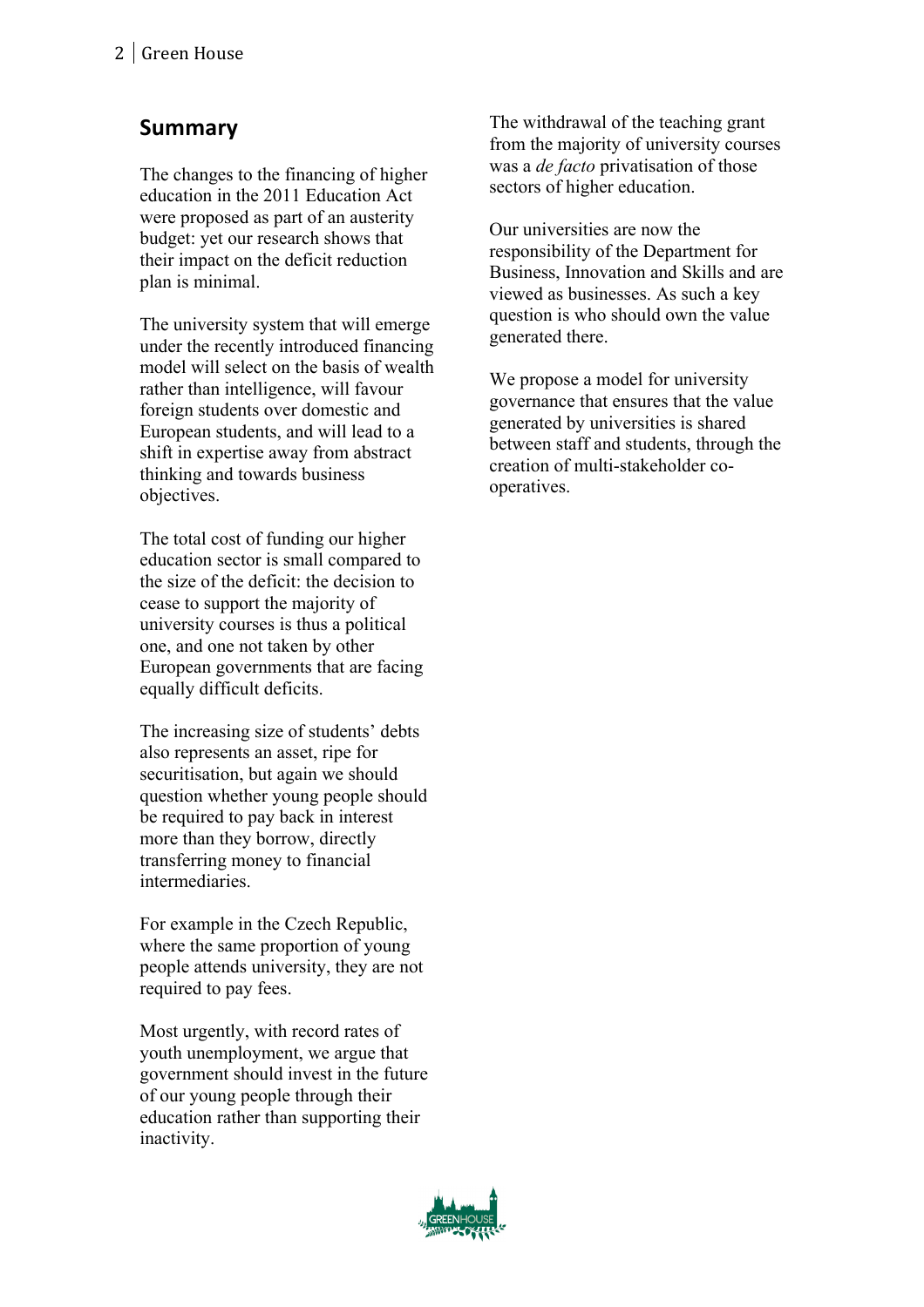## Summary

The changes to the financing of higher education in the 2011 Education Act were proposed as part of an austerity budget: yet our research shows that their impact on the deficit reduction plan is minimal.

The university system that will emerge under the recently introduced financing model will select on the basis of wealth rather than intelligence, will favour foreign students over domestic and European students, and will lead to a shift in expertise away from abstract thinking and towards business objectives.

The total cost of funding our higher education sector is small compared to the size of the deficit: the decision to cease to support the majority of university courses is thus a political one, and one not taken by other European governments that are facing equally difficult deficits.

The increasing size of students' debts also represents an asset, ripe for securitisation, but again we should question whether young people should be required to pay back in interest more than they borrow, directly transferring money to financial intermediaries.

For example in the Czech Republic, where the same proportion of young people attends university, they are not required to pay fees.

Most urgently, with record rates of youth unemployment, we argue that government should invest in the future of our young people through their education rather than supporting their inactivity.

The withdrawal of the teaching grant from the majority of university courses was a *de facto* privatisation of those sectors of higher education.

Our universities are now the responsibility of the Department for Business, Innovation and Skills and are viewed as businesses. As such a key question is who should own the value generated there.

We propose a model for university governance that ensures that the value generated by universities is shared between staff and students, through the creation of multi-stakeholder co-operatives.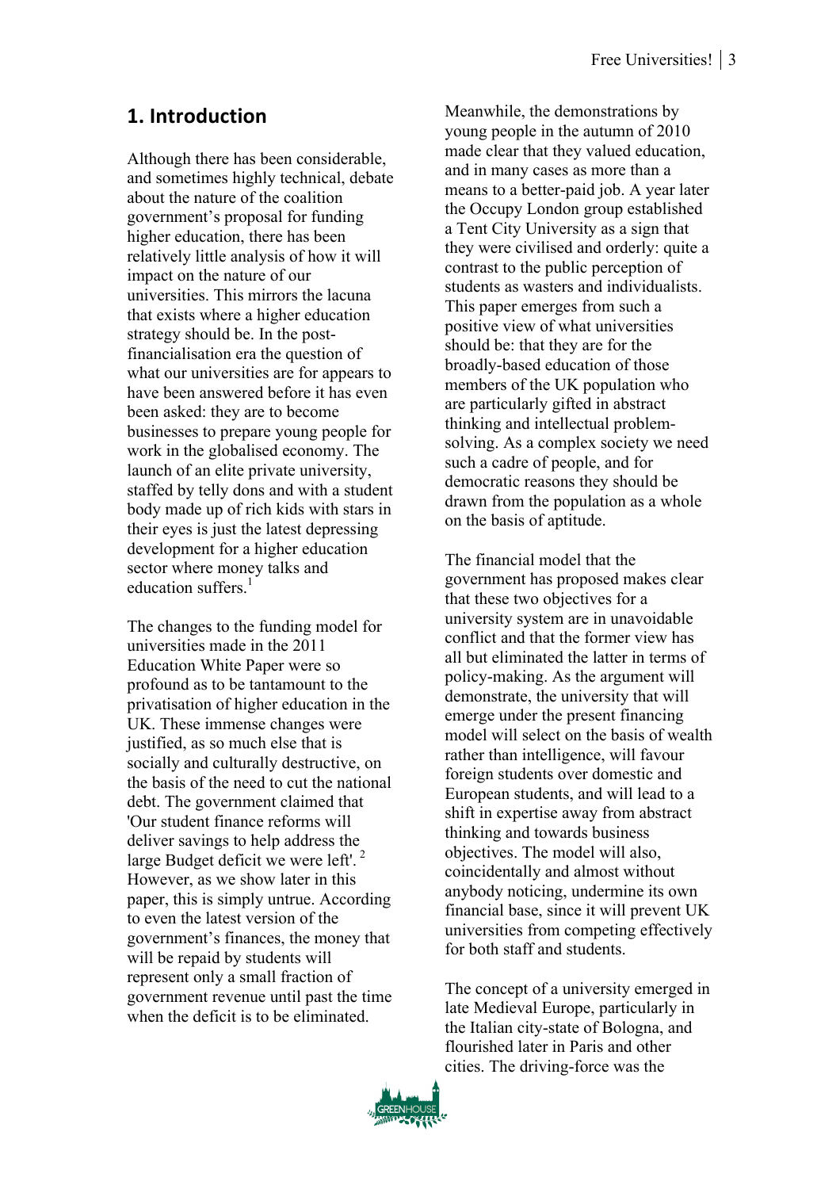## 1. Introduction

Although there has been considerable, and sometimes highly technical, debate about the nature of the coalition government's proposal for funding higher education, there has been relatively little analysis of how it will impact on the nature of our universities. This mirrors the lacuna that exists where a higher education strategy should be. In the post-financialisation era the question of what our universities are for appears to have been answered before it has even been asked: they are to become businesses to prepare young people for work in the globalised economy. The launch of an elite private university, staffed by telly dons and with a student body made up of rich kids with stars in their eyes is just the latest depressing development for a higher education sector where money talks and education suffers.[1]

The changes to the funding model for universities made in the 2011 Education White Paper were so profound as to be tantamount to the privatisation of higher education in the UK. These immense changes were justified, as so much else that is socially and culturally destructive, on the basis of the need to cut the national debt. The government claimed that 'Our student finance reforms will deliver savings to help address the large Budget deficit we were left'.[2] However, as we show later in this paper, this is simply untrue. According to even the latest version of the government's finances, the money that will be repaid by students will represent only a small fraction of government revenue until past the time when the deficit is to be eliminated.

Meanwhile, the demonstrations by young people in the autumn of 2010 made clear that they valued education, and in many cases as more than a means to a better-paid job. A year later the Occupy London group established a Tent City University as a sign that they were civilised and orderly: quite a contrast to the public perception of students as wasters and individualists. This paper emerges from such a positive view of what universities should be: that they are for the broadly-based education of those members of the UK population who are particularly gifted in abstract thinking and intellectual problem-solving. As a complex society we need such a cadre of people, and for democratic reasons they should be drawn from the population as a whole on the basis of aptitude.

The financial model that the government has proposed makes clear that these two objectives for a university system are in unavoidable conflict and that the former view has all but eliminated the latter in terms of policy-making. As the argument will demonstrate, the university that will emerge under the present financing model will select on the basis of wealth rather than intelligence, will favour foreign students over domestic and European students, and will lead to a shift in expertise away from abstract thinking and towards business objectives. The model will also, coincidentally and almost without anybody noticing, undermine its own financial base, since it will prevent UK universities from competing effectively for both staff and students.

The concept of a university emerged in late Medieval Europe, particularly in the Italian city-state of Bologna, and flourished later in Paris and other cities. The driving-force was the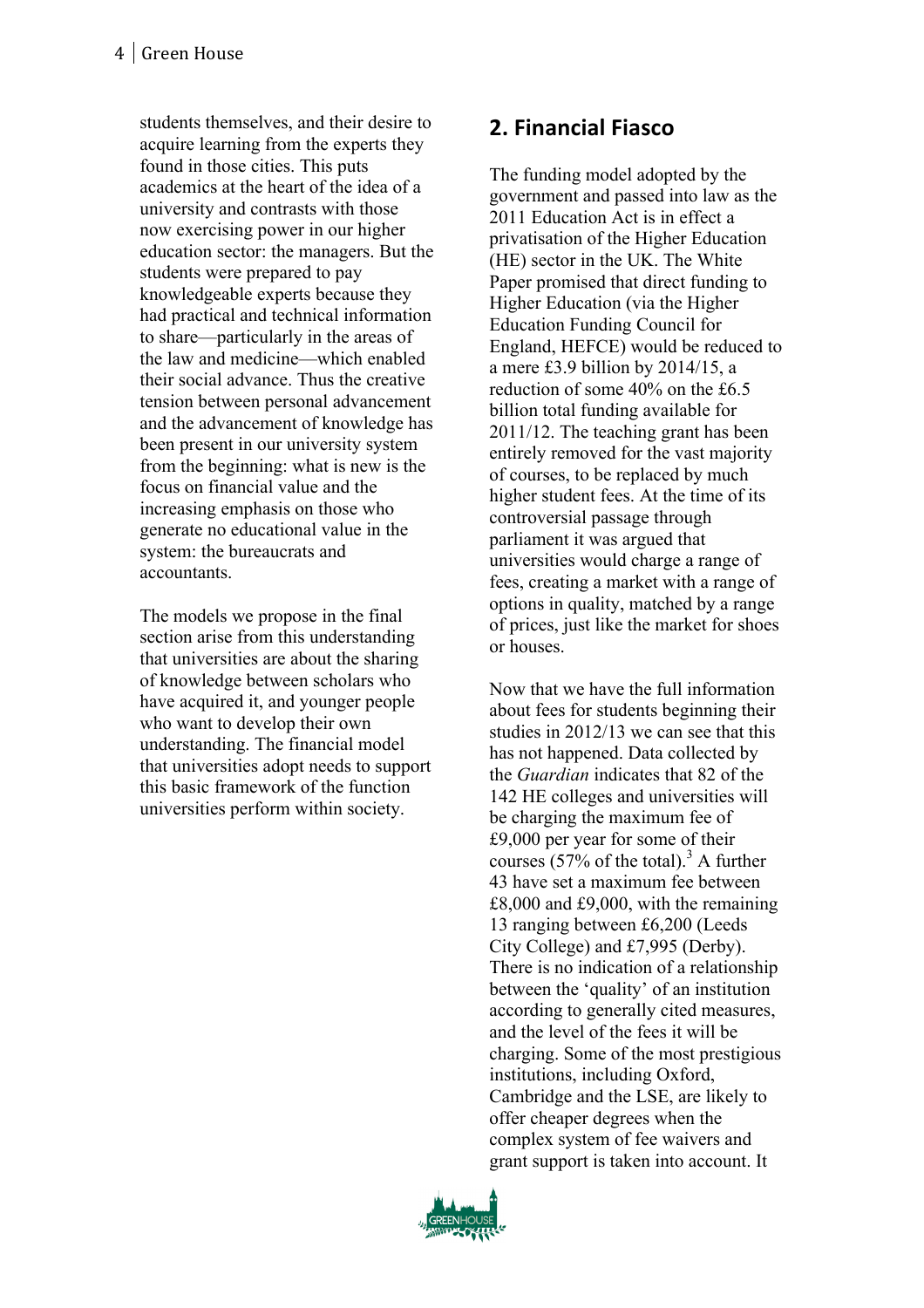students themselves, and their desire to acquire learning from the experts they found in those cities. This puts academics at the heart of the idea of a university and contrasts with those now exercising power in our higher education sector: the managers. But the students were prepared to pay knowledgeable experts because they had practical and technical information to share—particularly in the areas of the law and medicine—which enabled their social advance. Thus the creative tension between personal advancement and the advancement of knowledge has been present in our university system from the beginning: what is new is the focus on financial value and the increasing emphasis on those who generate no educational value in the system: the bureaucrats and accountants.

The models we propose in the final section arise from this understanding that universities are about the sharing of knowledge between scholars who have acquired it, and younger people who want to develop their own understanding. The financial model that universities adopt needs to support this basic framework of the function universities perform within society.

## 2. Financial Fiasco

The funding model adopted by the government and passed into law as the 2011 Education Act is in effect a privatisation of the Higher Education (HE) sector in the UK. The White Paper promised that direct funding to Higher Education (via the Higher Education Funding Council for England, HEFCE) would be reduced to a mere £3.9 billion by 2014/15, a reduction of some 40% on the £6.5 billion total funding available for 2011/12. The teaching grant has been entirely removed for the vast majority of courses, to be replaced by much higher student fees. At the time of its controversial passage through parliament it was argued that universities would charge a range of fees, creating a market with a range of options in quality, matched by a range of prices, just like the market for shoes or houses.

Now that we have the full information about fees for students beginning their studies in 2012/13 we can see that this has not happened. Data collected by the *Guardian* indicates that 82 of the 142 HE colleges and universities will be charging the maximum fee of £9,000 per year for some of their courses (57% of the total).[3] A further 43 have set a maximum fee between £8,000 and £9,000, with the remaining 13 ranging between £6,200 (Leeds City College) and £7,995 (Derby). There is no indication of a relationship between the 'quality' of an institution according to generally cited measures, and the level of the fees it will be charging. Some of the most prestigious institutions, including Oxford, Cambridge and the LSE, are likely to offer cheaper degrees when the complex system of fee waivers and grant support is taken into account. It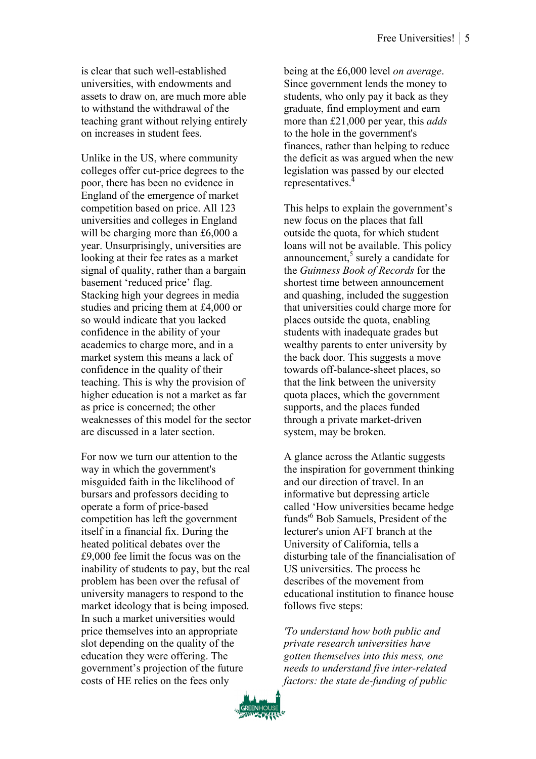is clear that such well-established universities, with endowments and assets to draw on, are much more able to withstand the withdrawal of the teaching grant without relying entirely on increases in student fees.

Unlike in the US, where community colleges offer cut-price degrees to the poor, there has been no evidence in England of the emergence of market competition based on price. All 123 universities and colleges in England will be charging more than £6,000 a year. Unsurprisingly, universities are looking at their fee rates as a market signal of quality, rather than a bargain basement 'reduced price' flag. Stacking high your degrees in media studies and pricing them at £4,000 or so would indicate that you lacked confidence in the ability of your academics to charge more, and in a market system this means a lack of confidence in the quality of their teaching. This is why the provision of higher education is not a market as far as price is concerned; the other weaknesses of this model for the sector are discussed in a later section.

For now we turn our attention to the way in which the government's misguided faith in the likelihood of bursars and professors deciding to operate a form of price-based competition has left the government itself in a financial fix. During the heated political debates over the £9,000 fee limit the focus was on the inability of students to pay, but the real problem has been over the refusal of university managers to respond to the market ideology that is being imposed. In such a market universities would price themselves into an appropriate slot depending on the quality of the education they were offering. The government's projection of the future costs of HE relies on the fees only being at the £6,000 level *on average*. Since government lends the money to students, who only pay it back as they graduate, find employment and earn more than £21,000 per year, this *adds* to the hole in the government's finances, rather than helping to reduce the deficit as was argued when the new legislation was passed by our elected representatives.[4]

This helps to explain the government's new focus on the places that fall outside the quota, for which student loans will not be available. This policy announcement,[5] surely a candidate for the *Guinness Book of Records* for the shortest time between announcement and quashing, included the suggestion that universities could charge more for places outside the quota, enabling students with inadequate grades but wealthy parents to enter university by the back door. This suggests a move towards off-balance-sheet places, so that the link between the university quota places, which the government supports, and the places funded through a private market-driven system, may be broken.

A glance across the Atlantic suggests the inspiration for government thinking and our direction of travel. In an informative but depressing article called 'How universities became hedge funds'[6] Bob Samuels, President of the lecturer's union AFT branch at the University of California, tells a disturbing tale of the financialisation of US universities. The process he describes of the movement from educational institution to finance house follows five steps:

*'To understand how both public and private research universities have gotten themselves into this mess, one needs to understand five inter-related factors: the state de-funding of public*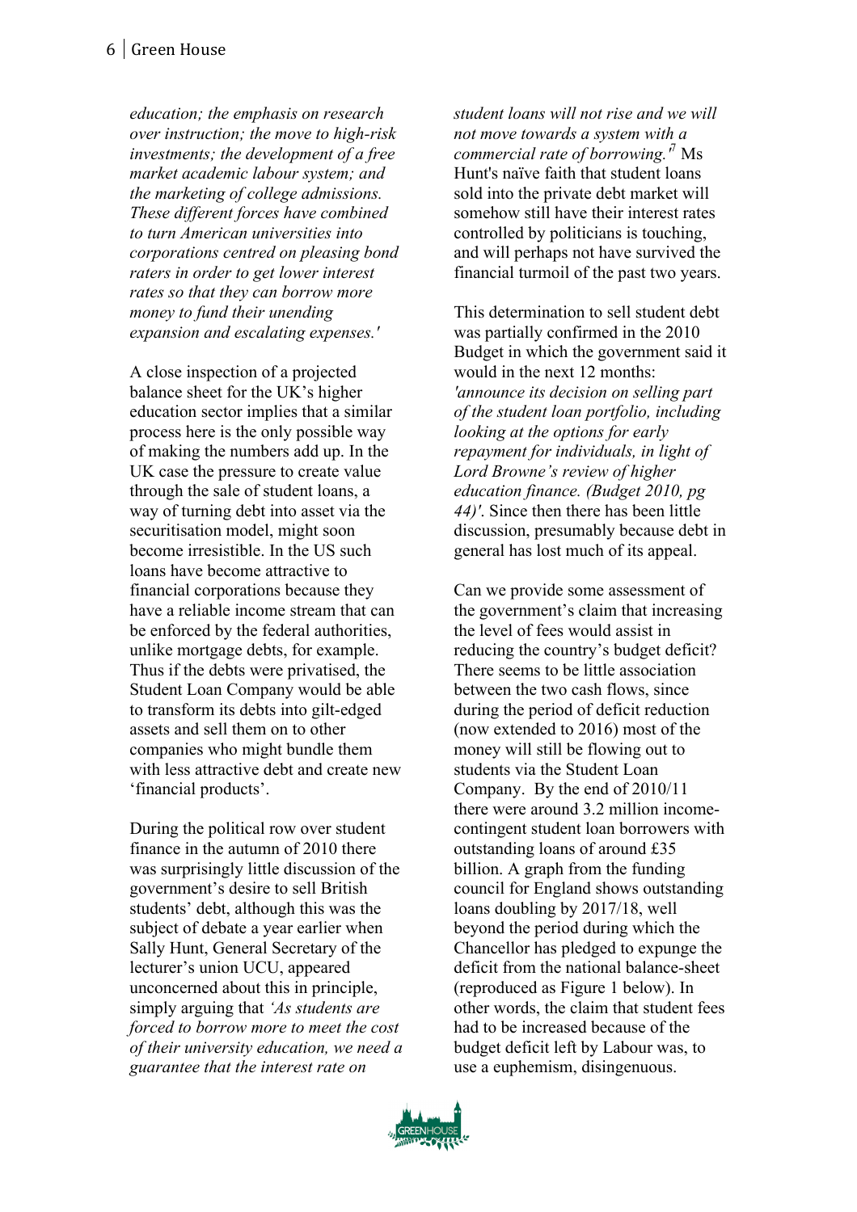*education; the emphasis on research over instruction; the move to high-risk investments; the development of a free market academic labour system; and the marketing of college admissions. These different forces have combined to turn American universities into corporations centred on pleasing bond raters in order to get lower interest rates so that they can borrow more money to fund their unending expansion and escalating expenses.'*

A close inspection of a projected balance sheet for the UK's higher education sector implies that a similar process here is the only possible way of making the numbers add up. In the UK case the pressure to create value through the sale of student loans, a way of turning debt into asset via the securitisation model, might soon become irresistible. In the US such loans have become attractive to financial corporations because they have a reliable income stream that can be enforced by the federal authorities, unlike mortgage debts, for example. Thus if the debts were privatised, the Student Loan Company would be able to transform its debts into gilt-edged assets and sell them on to other companies who might bundle them with less attractive debt and create new 'financial products'.

During the political row over student finance in the autumn of 2010 there was surprisingly little discussion of the government's desire to sell British students' debt, although this was the subject of debate a year earlier when Sally Hunt, General Secretary of the lecturer's union UCU, appeared unconcerned about this in principle, simply arguing that *'As students are forced to borrow more to meet the cost of their university education, we need a guarantee that the interest rate on student loans will not rise and we will not move towards a system with a commercial rate of borrowing.'*[7] Ms Hunt's naïve faith that student loans sold into the private debt market will somehow still have their interest rates controlled by politicians is touching, and will perhaps not have survived the financial turmoil of the past two years.

This determination to sell student debt was partially confirmed in the 2010 Budget in which the government said it would in the next 12 months: *'announce its decision on selling part of the student loan portfolio, including looking at the options for early repayment for individuals, in light of Lord Browne's review of higher education finance. (Budget 2010, pg 44)'.* Since then there has been little discussion, presumably because debt in general has lost much of its appeal.

Can we provide some assessment of the government's claim that increasing the level of fees would assist in reducing the country's budget deficit? There seems to be little association between the two cash flows, since during the period of deficit reduction (now extended to 2016) most of the money will still be flowing out to students via the Student Loan Company. By the end of 2010/11 there were around 3.2 million income-contingent student loan borrowers with outstanding loans of around £35 billion. A graph from the funding council for England shows outstanding loans doubling by 2017/18, well beyond the period during which the Chancellor has pledged to expunge the deficit from the national balance-sheet (reproduced as Figure 1 below). In other words, the claim that student fees had to be increased because of the budget deficit left by Labour was, to use a euphemism, disingenuous.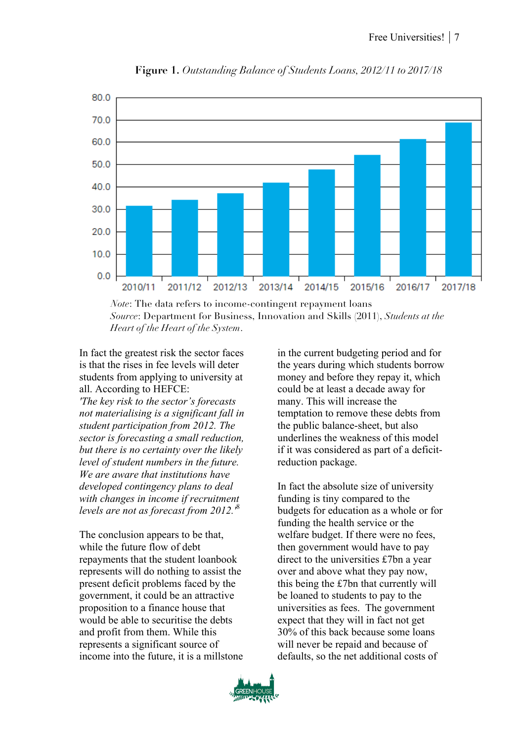**Figure 1.** *Outstanding Balance of Students Loans, 2012/11 to 2017/18*

*Note*: The data refers to income-contingent repayment loans
*Source*: Department for Business, Innovation and Skills (2011), *Students at the Heart of the Heart of the System*.

In fact the greatest risk the sector faces is that the rises in fee levels will deter students from applying to university at all. According to HEFCE:
*'The key risk to the sector's forecasts not materialising is a significant fall in student participation from 2012. The sector is forecasting a small reduction, but there is no certainty over the likely level of student numbers in the future. We are aware that institutions have developed contingency plans to deal with changes in income if recruitment levels are not as forecast from 2012.'*[8]

The conclusion appears to be that, while the future flow of debt repayments that the student loanbook represents will do nothing to assist the present deficit problems faced by the government, it could be an attractive proposition to a finance house that would be able to securitise the debts and profit from them. While this represents a significant source of income into the future, it is a millstone in the current budgeting period and for the years during which students borrow money and before they repay it, which could be at least a decade away for many. This will increase the temptation to remove these debts from the public balance-sheet, but also underlines the weakness of this model if it was considered as part of a deficit-reduction package.

In fact the absolute size of university funding is tiny compared to the budgets for education as a whole or for funding the health service or the welfare budget. If there were no fees, then government would have to pay direct to the universities £7bn a year over and above what they pay now, this being the £7bn that currently will be loaned to students to pay to the universities as fees. The government expect that they will in fact not get 30% of this back because some loans will never be repaid and because of defaults, so the net additional costs of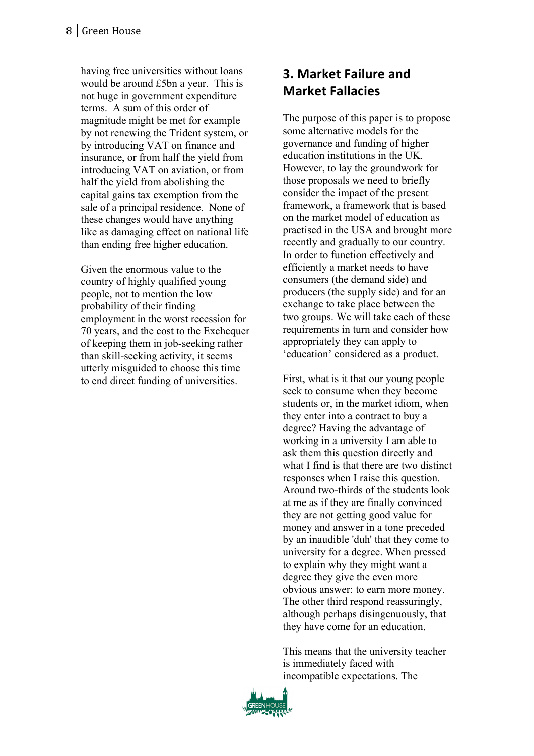having free universities without loans would be around £5bn a year. This is not huge in government expenditure terms. A sum of this order of magnitude might be met for example by not renewing the Trident system, or by introducing VAT on finance and insurance, or from half the yield from introducing VAT on aviation, or from half the yield from abolishing the capital gains tax exemption from the sale of a principal residence. None of these changes would have anything like as damaging effect on national life than ending free higher education.

Given the enormous value to the country of highly qualified young people, not to mention the low probability of their finding employment in the worst recession for 70 years, and the cost to the Exchequer of keeping them in job-seeking rather than skill-seeking activity, it seems utterly misguided to choose this time to end direct funding of universities.

## 3. Market Failure and Market Fallacies

The purpose of this paper is to propose some alternative models for the governance and funding of higher education institutions in the UK. However, to lay the groundwork for those proposals we need to briefly consider the impact of the present framework, a framework that is based on the market model of education as practised in the USA and brought more recently and gradually to our country. In order to function effectively and efficiently a market needs to have consumers (the demand side) and producers (the supply side) and for an exchange to take place between the two groups. We will take each of these requirements in turn and consider how appropriately they can apply to 'education' considered as a product.

First, what is it that our young people seek to consume when they become students or, in the market idiom, when they enter into a contract to buy a degree? Having the advantage of working in a university I am able to ask them this question directly and what I find is that there are two distinct responses when I raise this question. Around two-thirds of the students look at me as if they are finally convinced they are not getting good value for money and answer in a tone preceded by an inaudible 'duh' that they come to university for a degree. When pressed to explain why they might want a degree they give the even more obvious answer: to earn more money. The other third respond reassuringly, although perhaps disingenuously, that they have come for an education.

This means that the university teacher is immediately faced with incompatible expectations. The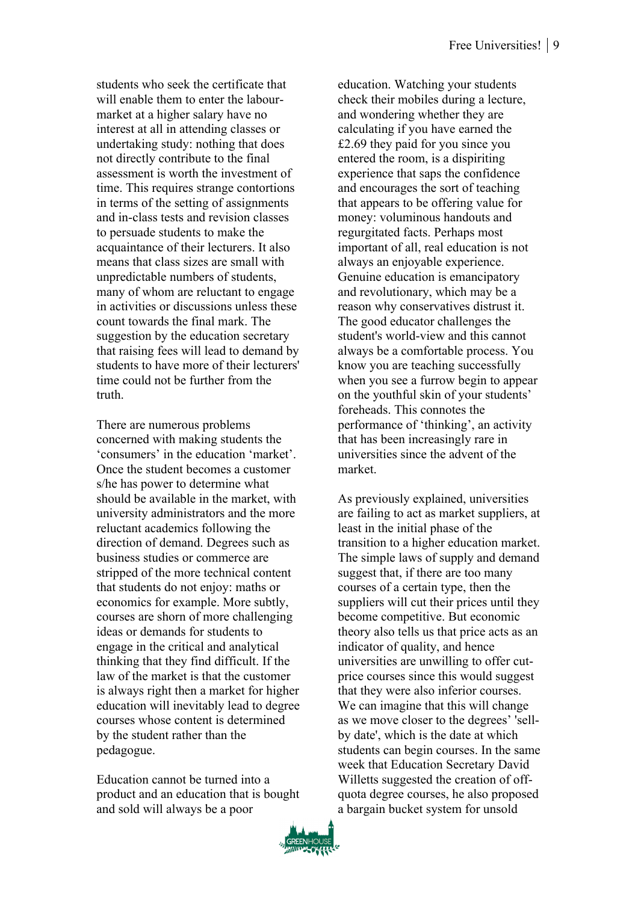students who seek the certificate that will enable them to enter the labour-market at a higher salary have no interest at all in attending classes or undertaking study: nothing that does not directly contribute to the final assessment is worth the investment of time. This requires strange contortions in terms of the setting of assignments and in-class tests and revision classes to persuade students to make the acquaintance of their lecturers. It also means that class sizes are small with unpredictable numbers of students, many of whom are reluctant to engage in activities or discussions unless these count towards the final mark. The suggestion by the education secretary that raising fees will lead to demand by students to have more of their lecturers' time could not be further from the truth.

There are numerous problems concerned with making students the 'consumers' in the education 'market'. Once the student becomes a customer s/he has power to determine what should be available in the market, with university administrators and the more reluctant academics following the direction of demand. Degrees such as business studies or commerce are stripped of the more technical content that students do not enjoy: maths or economics for example. More subtly, courses are shorn of more challenging ideas or demands for students to engage in the critical and analytical thinking that they find difficult. If the law of the market is that the customer is always right then a market for higher education will inevitably lead to degree courses whose content is determined by the student rather than the pedagogue.

Education cannot be turned into a product and an education that is bought and sold will always be a poor education. Watching your students check their mobiles during a lecture, and wondering whether they are calculating if you have earned the £2.69 they paid for you since you entered the room, is a dispiriting experience that saps the confidence and encourages the sort of teaching that appears to be offering value for money: voluminous handouts and regurgitated facts. Perhaps most important of all, real education is not always an enjoyable experience. Genuine education is emancipatory and revolutionary, which may be a reason why conservatives distrust it. The good educator challenges the student's world-view and this cannot always be a comfortable process. You know you are teaching successfully when you see a furrow begin to appear on the youthful skin of your students' foreheads. This connotes the performance of 'thinking', an activity that has been increasingly rare in universities since the advent of the market.

As previously explained, universities are failing to act as market suppliers, at least in the initial phase of the transition to a higher education market. The simple laws of supply and demand suggest that, if there are too many courses of a certain type, then the suppliers will cut their prices until they become competitive. But economic theory also tells us that price acts as an indicator of quality, and hence universities are unwilling to offer cut-price courses since this would suggest that they were also inferior courses. We can imagine that this will change as we move closer to the degrees' 'sell-by date', which is the date at which students can begin courses. In the same week that Education Secretary David Willetts suggested the creation of off-quota degree courses, he also proposed a bargain bucket system for unsold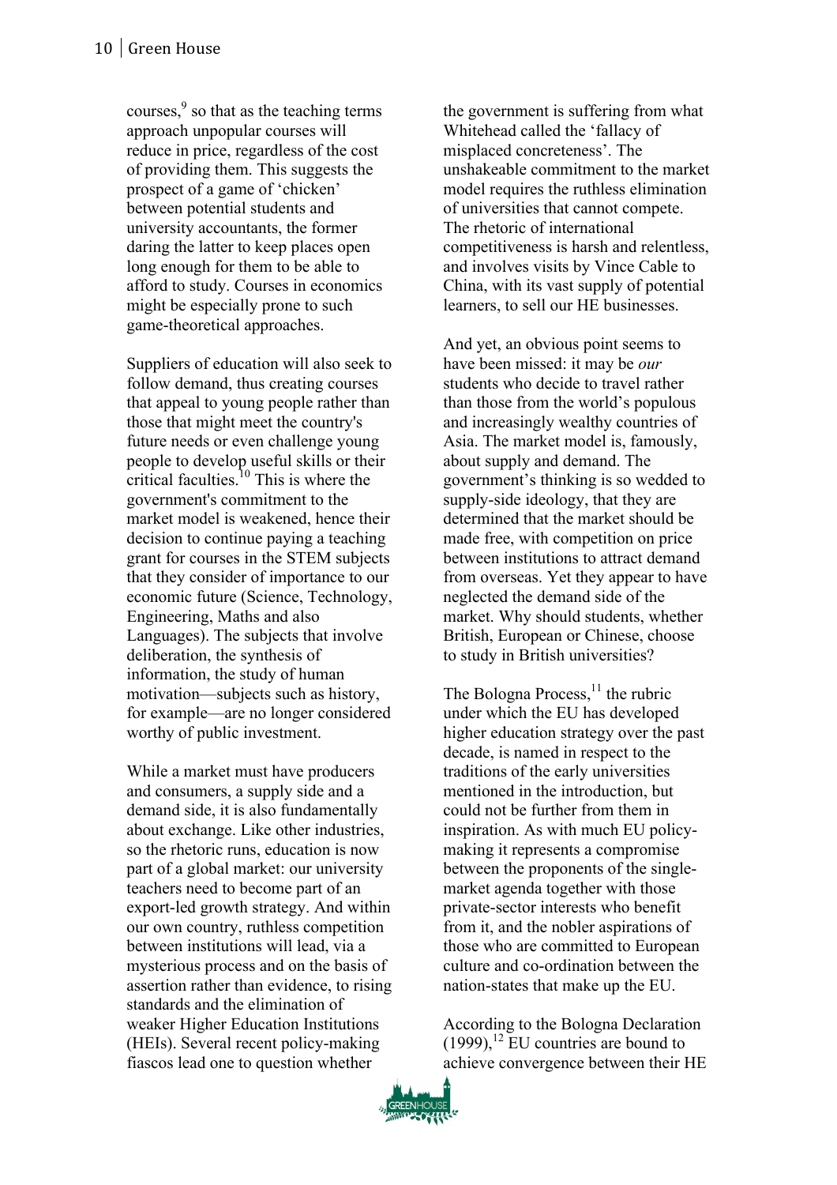courses,[9] so that as the teaching terms approach unpopular courses will reduce in price, regardless of the cost of providing them. This suggests the prospect of a game of 'chicken' between potential students and university accountants, the former daring the latter to keep places open long enough for them to be able to afford to study. Courses in economics might be especially prone to such game-theoretical approaches.

Suppliers of education will also seek to follow demand, thus creating courses that appeal to young people rather than those that might meet the country's future needs or even challenge young people to develop useful skills or their critical faculties.[10] This is where the government's commitment to the market model is weakened, hence their decision to continue paying a teaching grant for courses in the STEM subjects that they consider of importance to our economic future (Science, Technology, Engineering, Maths and also Languages). The subjects that involve deliberation, the synthesis of information, the study of human motivation—subjects such as history, for example—are no longer considered worthy of public investment.

While a market must have producers and consumers, a supply side and a demand side, it is also fundamentally about exchange. Like other industries, so the rhetoric runs, education is now part of a global market: our university teachers need to become part of an export-led growth strategy. And within our own country, ruthless competition between institutions will lead, via a mysterious process and on the basis of assertion rather than evidence, to rising standards and the elimination of weaker Higher Education Institutions (HEIs). Several recent policy-making fiascos lead one to question whether the government is suffering from what Whitehead called the 'fallacy of misplaced concreteness'. The unshakeable commitment to the market model requires the ruthless elimination of universities that cannot compete. The rhetoric of international competitiveness is harsh and relentless, and involves visits by Vince Cable to China, with its vast supply of potential learners, to sell our HE businesses.

And yet, an obvious point seems to have been missed: it may be *our* students who decide to travel rather than those from the world's populous and increasingly wealthy countries of Asia. The market model is, famously, about supply and demand. The government's thinking is so wedded to supply-side ideology, that they are determined that the market should be made free, with competition on price between institutions to attract demand from overseas. Yet they appear to have neglected the demand side of the market. Why should students, whether British, European or Chinese, choose to study in British universities?

The Bologna Process,[11] the rubric under which the EU has developed higher education strategy over the past decade, is named in respect to the traditions of the early universities mentioned in the introduction, but could not be further from them in inspiration. As with much EU policy-making it represents a compromise between the proponents of the single-market agenda together with those private-sector interests who benefit from it, and the nobler aspirations of those who are committed to European culture and co-ordination between the nation-states that make up the EU.

According to the Bologna Declaration (1999),[12] EU countries are bound to achieve convergence between their HE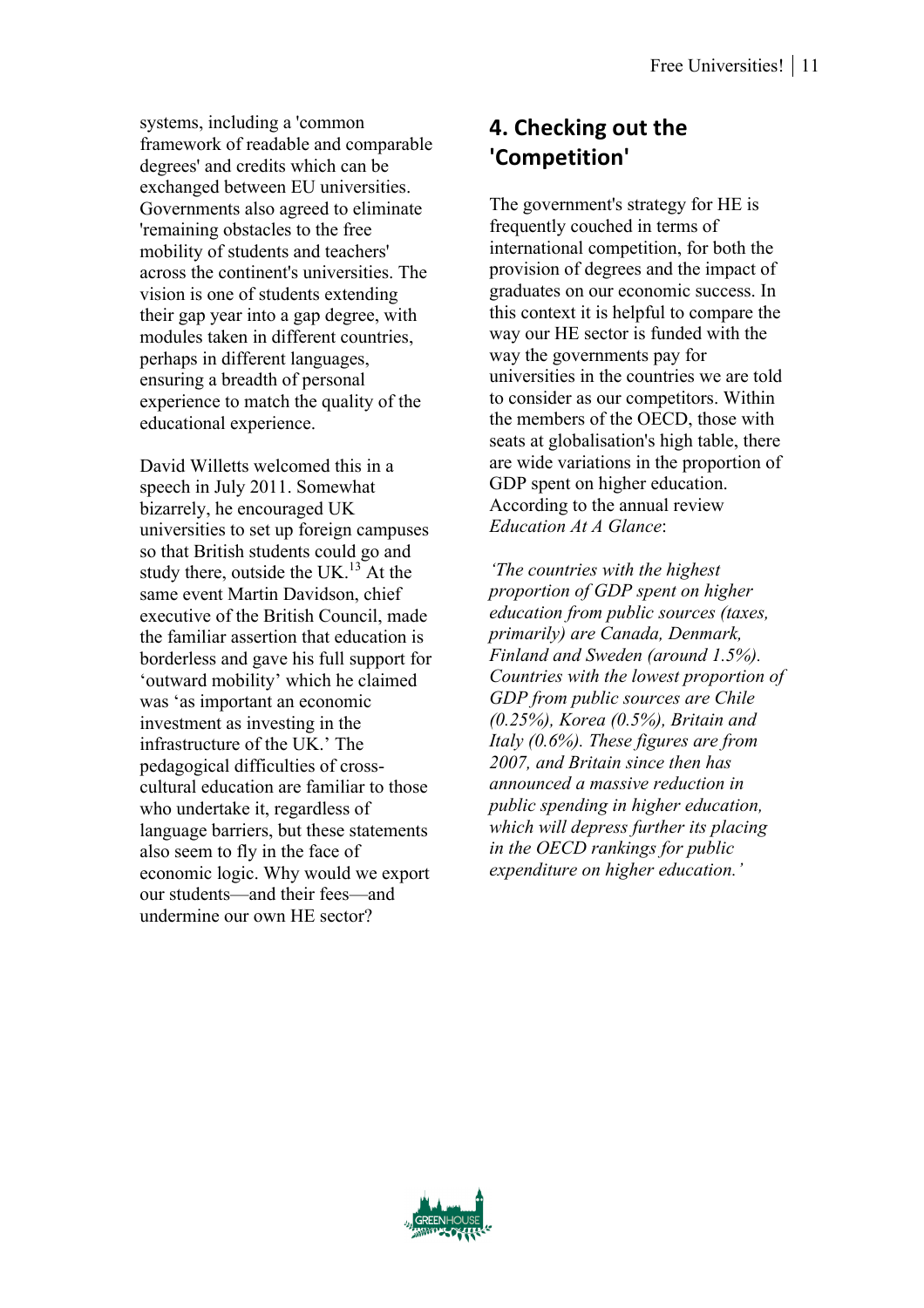systems, including a 'common framework of readable and comparable degrees' and credits which can be exchanged between EU universities. Governments also agreed to eliminate 'remaining obstacles to the free mobility of students and teachers' across the continent's universities. The vision is one of students extending their gap year into a gap degree, with modules taken in different countries, perhaps in different languages, ensuring a breadth of personal experience to match the quality of the educational experience.

David Willetts welcomed this in a speech in July 2011. Somewhat bizarrely, he encouraged UK universities to set up foreign campuses so that British students could go and study there, outside the UK.[13] At the same event Martin Davidson, chief executive of the British Council, made the familiar assertion that education is borderless and gave his full support for 'outward mobility' which he claimed was 'as important an economic investment as investing in the infrastructure of the UK.' The pedagogical difficulties of cross-cultural education are familiar to those who undertake it, regardless of language barriers, but these statements also seem to fly in the face of economic logic. Why would we export our students—and their fees—and undermine our own HE sector?

## 4. Checking out the 'Competition'

The government's strategy for HE is frequently couched in terms of international competition, for both the provision of degrees and the impact of graduates on our economic success. In this context it is helpful to compare the way our HE sector is funded with the way the governments pay for universities in the countries we are told to consider as our competitors. Within the members of the OECD, those with seats at globalisation's high table, there are wide variations in the proportion of GDP spent on higher education. According to the annual review *Education At A Glance*:

*'The countries with the highest proportion of GDP spent on higher education from public sources (taxes, primarily) are Canada, Denmark, Finland and Sweden (around 1.5%). Countries with the lowest proportion of GDP from public sources are Chile (0.25%), Korea (0.5%), Britain and Italy (0.6%). These figures are from 2007, and Britain since then has announced a massive reduction in public spending in higher education, which will depress further its placing in the OECD rankings for public expenditure on higher education.'*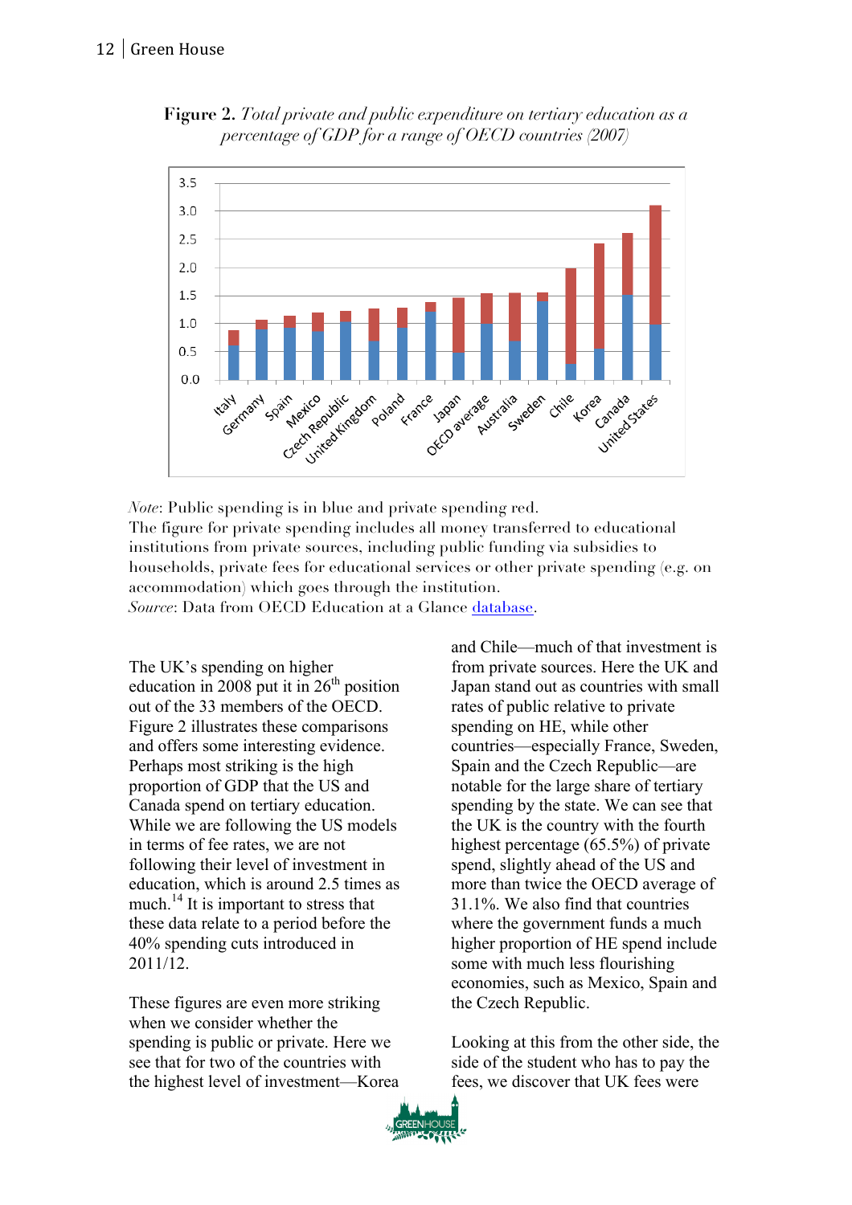**Figure 2.** *Total private and public expenditure on tertiary education as a percentage of GDP for a range of OECD countries (2007)*

*Note*: Public spending is in blue and private spending red.
The figure for private spending includes all money transferred to educational institutions from private sources, including public funding via subsidies to households, private fees for educational services or other private spending (e.g. on accommodation) which goes through the institution.
*Source*: Data from OECD Education at a Glance database.

The UK's spending on higher education in 2008 put it in 26th position out of the 33 members of the OECD. Figure 2 illustrates these comparisons and offers some interesting evidence. Perhaps most striking is the high proportion of GDP that the US and Canada spend on tertiary education. While we are following the US models in terms of fee rates, we are not following their level of investment in education, which is around 2.5 times as much.[14] It is important to stress that these data relate to a period before the 40% spending cuts introduced in 2011/12.

These figures are even more striking when we consider whether the spending is public or private. Here we see that for two of the countries with the highest level of investment—Korea and Chile—much of that investment is from private sources. Here the UK and Japan stand out as countries with small rates of public relative to private spending on HE, while other countries—especially France, Sweden, Spain and the Czech Republic—are notable for the large share of tertiary spending by the state. We can see that the UK is the country with the fourth highest percentage (65.5%) of private spend, slightly ahead of the US and more than twice the OECD average of 31.1%. We also find that countries where the government funds a much higher proportion of HE spend include some with much less flourishing economies, such as Mexico, Spain and the Czech Republic.

Looking at this from the other side, the side of the student who has to pay the fees, we discover that UK fees were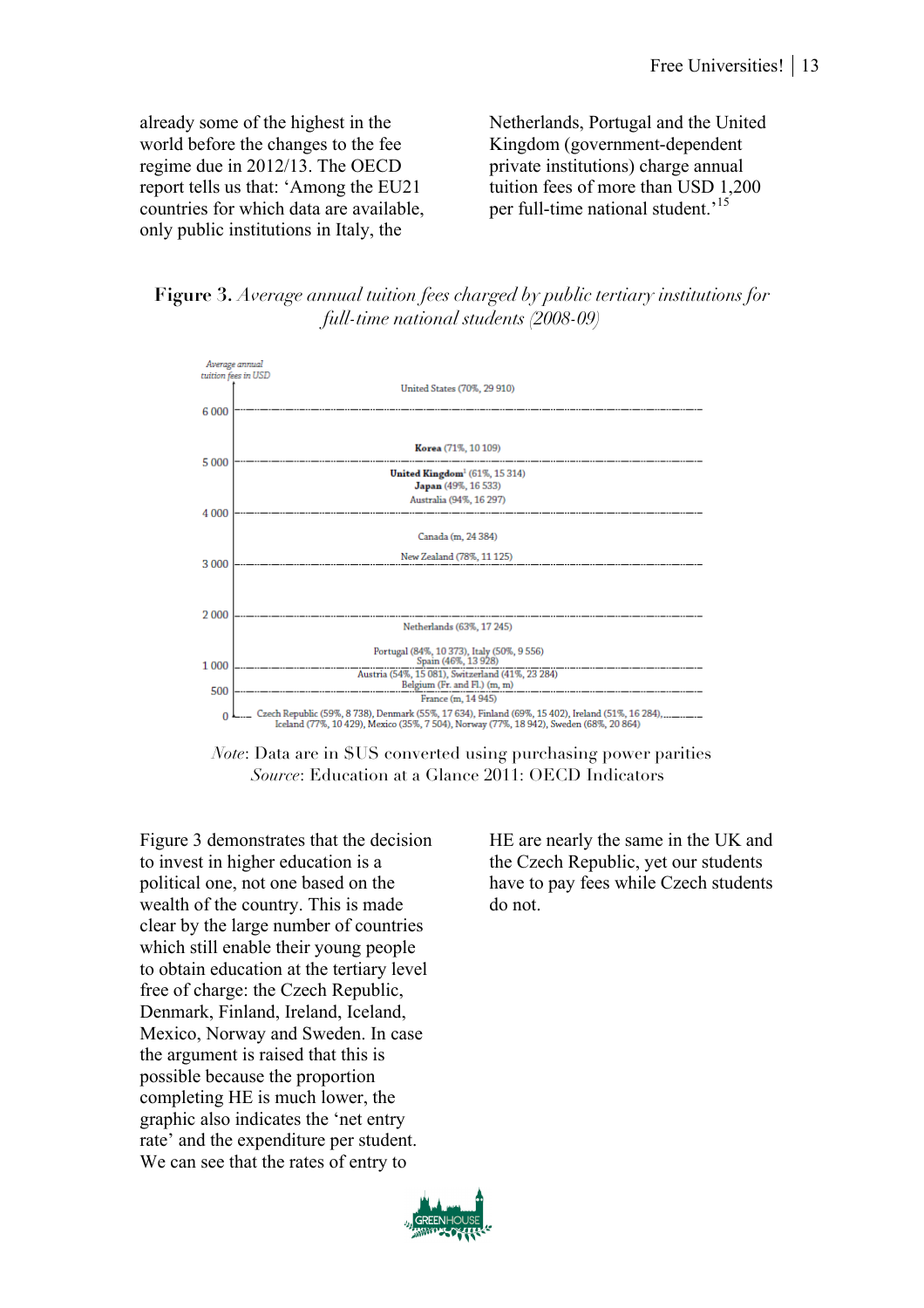already some of the highest in the world before the changes to the fee regime due in 2012/13. The OECD report tells us that: 'Among the EU21 countries for which data are available, only public institutions in Italy, the Netherlands, Portugal and the United Kingdom (government-dependent private institutions) charge annual tuition fees of more than USD 1,200 per full-time national student.'[15]

**Figure 3.** *Average annual tuition fees charged by public tertiary institutions for full-time national students (2008-09)*

*Average annual tuition fees in USD*

| Average annual tuition fees in USD | Countries (net entry rate, expenditure per student) |
|---|---|
| above 6 000 | United States (70%, 29 910) |
| 5 000–6 000 | **Korea** (71%, 10 109) |
| 4 000–5 000 | **United Kingdom**[1] (61%, 15 314); **Japan** (49%, 16 533); Australia (94%, 16 297) |
| 3 000–4 000 | Canada (m, 24 384); New Zealand (78%, 11 125) |
| 1 000–2 000 | Netherlands (63%, 17 245); Portugal (84%, 10 373), Italy (50%, 9 556); Spain (46%, 13 928) |
| 500–1 000 | Austria (54%, 15 081), Switzerland (41%, 23 284); Belgium (Fr. and Fl.) (m, m) |
| 0–500 | France (m, 14 945) |
| 0 | Czech Republic (59%, 8 738), Denmark (55%, 17 634), Finland (69%, 15 402), Ireland (51%, 16 284), Iceland (77%, 10 429), Mexico (35%, 7 504), Norway (77%, 18 942), Sweden (68%, 20 864) |

*Note*: Data are in $US converted using purchasing power parities
*Source*: Education at a Glance 2011: OECD Indicators

Figure 3 demonstrates that the decision to invest in higher education is a political one, not one based on the wealth of the country. This is made clear by the large number of countries which still enable their young people to obtain education at the tertiary level free of charge: the Czech Republic, Denmark, Finland, Ireland, Iceland, Mexico, Norway and Sweden. In case the argument is raised that this is possible because the proportion completing HE is much lower, the graphic also indicates the 'net entry rate' and the expenditure per student. We can see that the rates of entry to HE are nearly the same in the UK and the Czech Republic, yet our students have to pay fees while Czech students do not.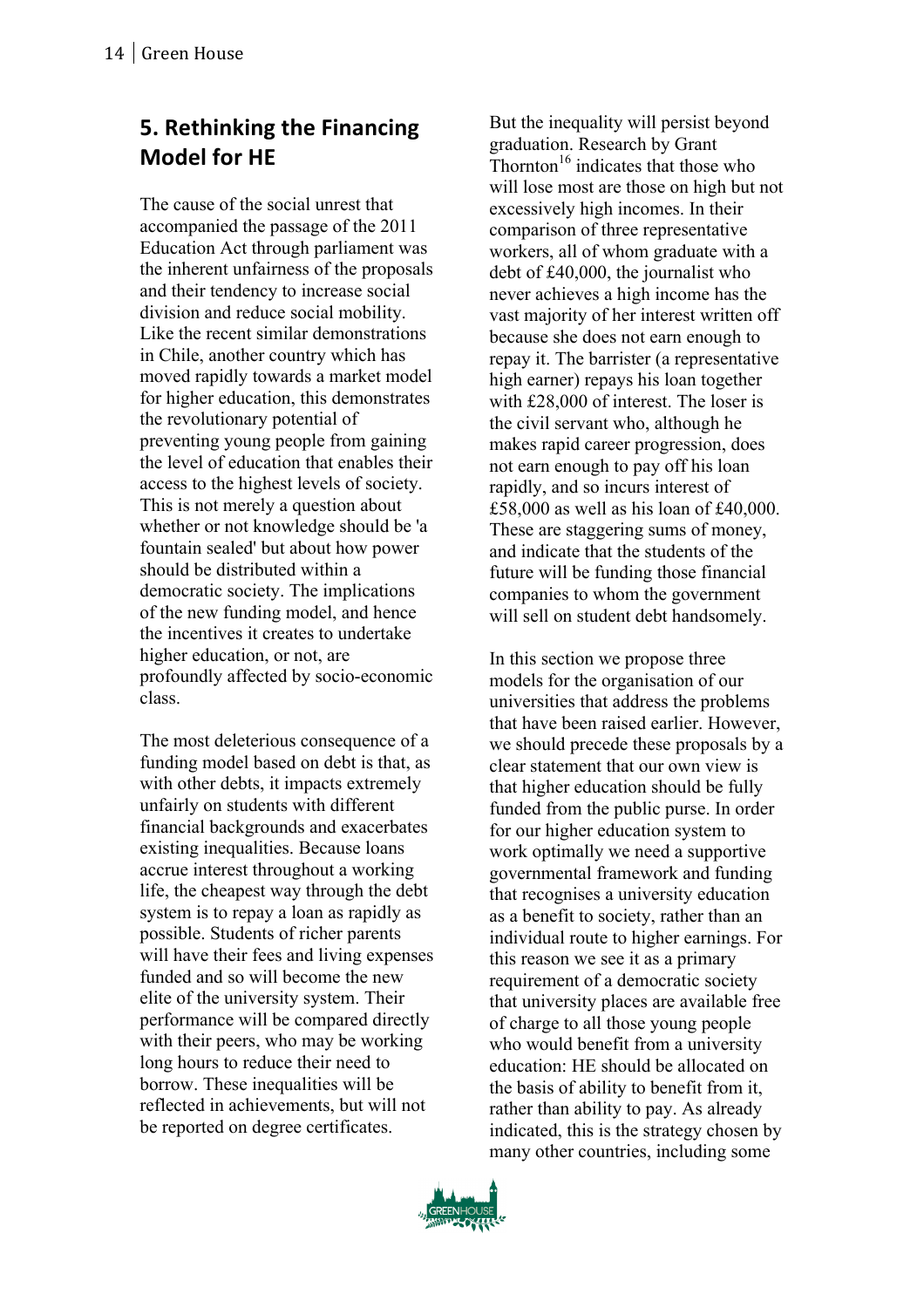## 5. Rethinking the Financing Model for HE

The cause of the social unrest that accompanied the passage of the 2011 Education Act through parliament was the inherent unfairness of the proposals and their tendency to increase social division and reduce social mobility. Like the recent similar demonstrations in Chile, another country which has moved rapidly towards a market model for higher education, this demonstrates the revolutionary potential of preventing young people from gaining the level of education that enables their access to the highest levels of society. This is not merely a question about whether or not knowledge should be 'a fountain sealed' but about how power should be distributed within a democratic society. The implications of the new funding model, and hence the incentives it creates to undertake higher education, or not, are profoundly affected by socio-economic class.

The most deleterious consequence of a funding model based on debt is that, as with other debts, it impacts extremely unfairly on students with different financial backgrounds and exacerbates existing inequalities. Because loans accrue interest throughout a working life, the cheapest way through the debt system is to repay a loan as rapidly as possible. Students of richer parents will have their fees and living expenses funded and so will become the new elite of the university system. Their performance will be compared directly with their peers, who may be working long hours to reduce their need to borrow. These inequalities will be reflected in achievements, but will not be reported on degree certificates.

But the inequality will persist beyond graduation. Research by Grant Thornton[16] indicates that those who will lose most are those on high but not excessively high incomes. In their comparison of three representative workers, all of whom graduate with a debt of £40,000, the journalist who never achieves a high income has the vast majority of her interest written off because she does not earn enough to repay it. The barrister (a representative high earner) repays his loan together with £28,000 of interest. The loser is the civil servant who, although he makes rapid career progression, does not earn enough to pay off his loan rapidly, and so incurs interest of £58,000 as well as his loan of £40,000. These are staggering sums of money, and indicate that the students of the future will be funding those financial companies to whom the government will sell on student debt handsomely.

In this section we propose three models for the organisation of our universities that address the problems that have been raised earlier. However, we should precede these proposals by a clear statement that our own view is that higher education should be fully funded from the public purse. In order for our higher education system to work optimally we need a supportive governmental framework and funding that recognises a university education as a benefit to society, rather than an individual route to higher earnings. For this reason we see it as a primary requirement of a democratic society that university places are available free of charge to all those young people who would benefit from a university education: HE should be allocated on the basis of ability to benefit from it, rather than ability to pay. As already indicated, this is the strategy chosen by many other countries, including some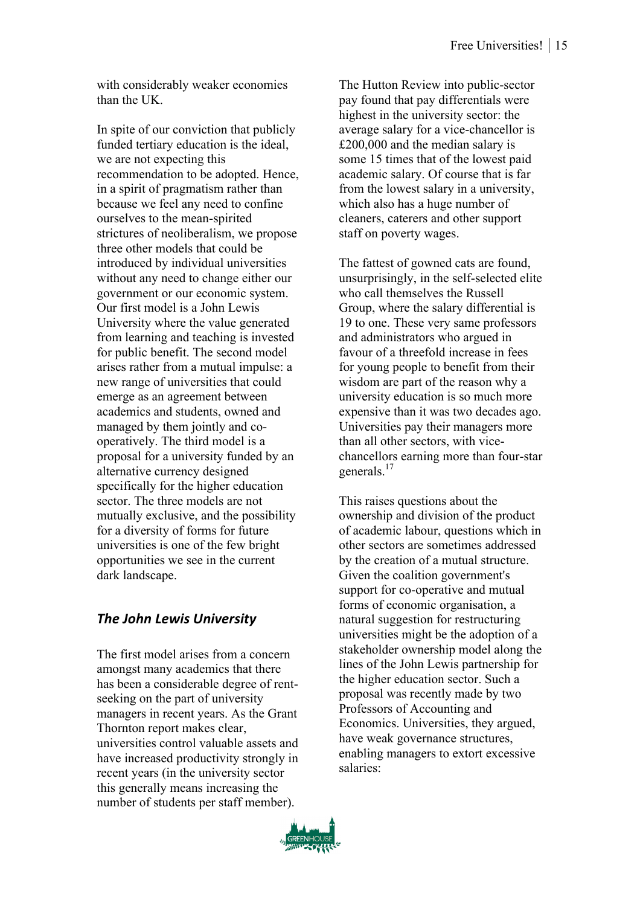with considerably weaker economies than the UK.

In spite of our conviction that publicly funded tertiary education is the ideal, we are not expecting this recommendation to be adopted. Hence, in a spirit of pragmatism rather than because we feel any need to confine ourselves to the mean-spirited strictures of neoliberalism, we propose three other models that could be introduced by individual universities without any need to change either our government or our economic system. Our first model is a John Lewis University where the value generated from learning and teaching is invested for public benefit. The second model arises rather from a mutual impulse: a new range of universities that could emerge as an agreement between academics and students, owned and managed by them jointly and co-operatively. The third model is a proposal for a university funded by an alternative currency designed specifically for the higher education sector. The three models are not mutually exclusive, and the possibility for a diversity of forms for future universities is one of the few bright opportunities we see in the current dark landscape.

### *The John Lewis University*

The first model arises from a concern amongst many academics that there has been a considerable degree of rent-seeking on the part of university managers in recent years. As the Grant Thornton report makes clear, universities control valuable assets and have increased productivity strongly in recent years (in the university sector this generally means increasing the number of students per staff member).

The Hutton Review into public-sector pay found that pay differentials were highest in the university sector: the average salary for a vice-chancellor is £200,000 and the median salary is some 15 times that of the lowest paid academic salary. Of course that is far from the lowest salary in a university, which also has a huge number of cleaners, caterers and other support staff on poverty wages.

The fattest of gowned cats are found, unsurprisingly, in the self-selected elite who call themselves the Russell Group, where the salary differential is 19 to one. These very same professors and administrators who argued in favour of a threefold increase in fees for young people to benefit from their wisdom are part of the reason why a university education is so much more expensive than it was two decades ago. Universities pay their managers more than all other sectors, with vice-chancellors earning more than four-star generals.[17]

This raises questions about the ownership and division of the product of academic labour, questions which in other sectors are sometimes addressed by the creation of a mutual structure. Given the coalition government's support for co-operative and mutual forms of economic organisation, a natural suggestion for restructuring universities might be the adoption of a stakeholder ownership model along the lines of the John Lewis partnership for the higher education sector. Such a proposal was recently made by two Professors of Accounting and Economics. Universities, they argued, have weak governance structures, enabling managers to extort excessive salaries: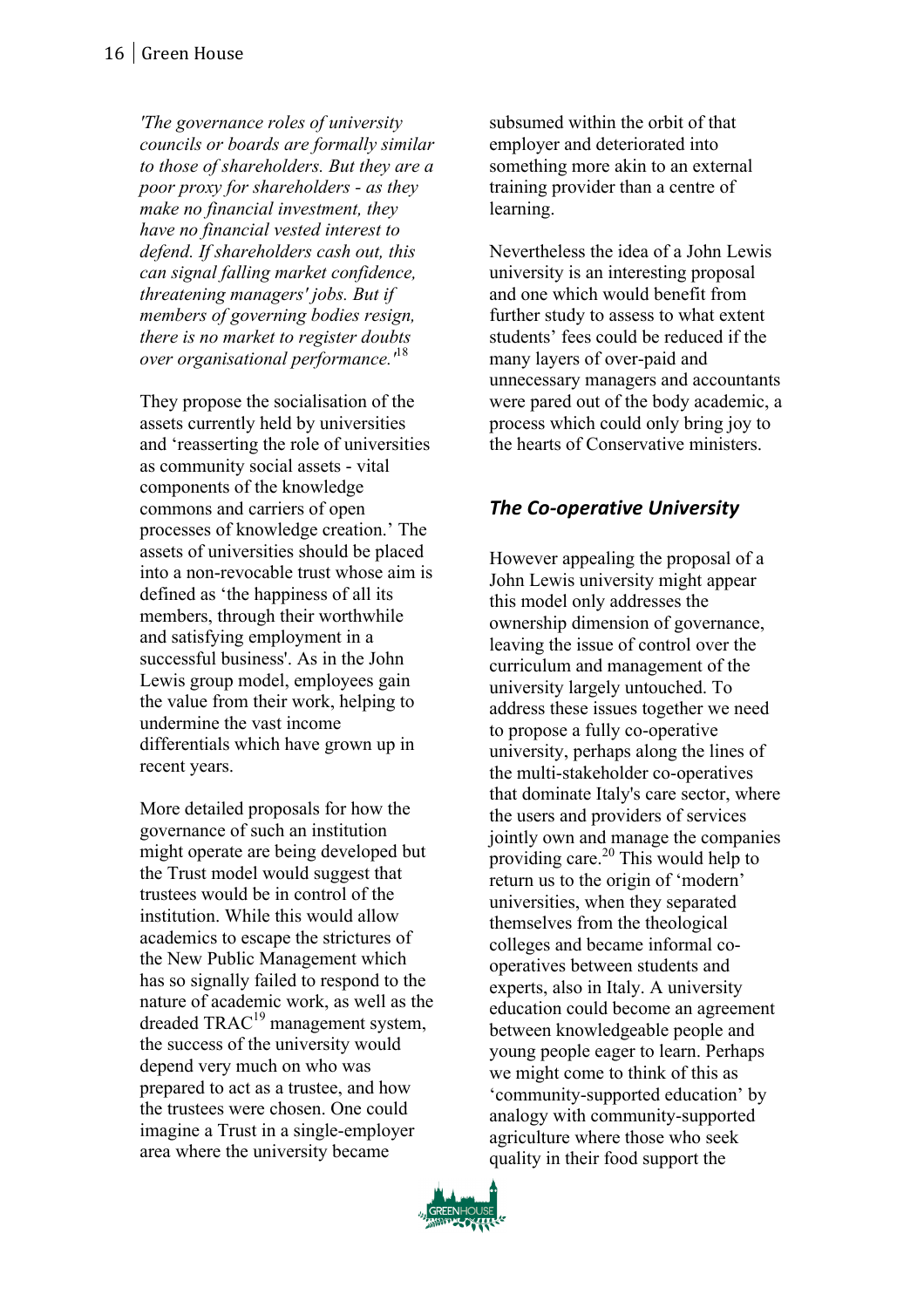*'The governance roles of university councils or boards are formally similar to those of shareholders. But they are a poor proxy for shareholders - as they make no financial investment, they have no financial vested interest to defend. If shareholders cash out, this can signal falling market confidence, threatening managers' jobs. But if members of governing bodies resign, there is no market to register doubts over organisational performance.'*[18]

They propose the socialisation of the assets currently held by universities and 'reasserting the role of universities as community social assets - vital components of the knowledge commons and carriers of open processes of knowledge creation.' The assets of universities should be placed into a non-revocable trust whose aim is defined as 'the happiness of all its members, through their worthwhile and satisfying employment in a successful business'. As in the John Lewis group model, employees gain the value from their work, helping to undermine the vast income differentials which have grown up in recent years.

More detailed proposals for how the governance of such an institution might operate are being developed but the Trust model would suggest that trustees would be in control of the institution. While this would allow academics to escape the strictures of the New Public Management which has so signally failed to respond to the nature of academic work, as well as the dreaded TRAC[19] management system, the success of the university would depend very much on who was prepared to act as a trustee, and how the trustees were chosen. One could imagine a Trust in a single-employer area where the university became subsumed within the orbit of that employer and deteriorated into something more akin to an external training provider than a centre of learning.

Nevertheless the idea of a John Lewis university is an interesting proposal and one which would benefit from further study to assess to what extent students' fees could be reduced if the many layers of over-paid and unnecessary managers and accountants were pared out of the body academic, a process which could only bring joy to the hearts of Conservative ministers.

## *The Co-operative University*

However appealing the proposal of a John Lewis university might appear this model only addresses the ownership dimension of governance, leaving the issue of control over the curriculum and management of the university largely untouched. To address these issues together we need to propose a fully co-operative university, perhaps along the lines of the multi-stakeholder co-operatives that dominate Italy's care sector, where the users and providers of services jointly own and manage the companies providing care.[20] This would help to return us to the origin of 'modern' universities, when they separated themselves from the theological colleges and became informal co-operatives between students and experts, also in Italy. A university education could become an agreement between knowledgeable people and young people eager to learn. Perhaps we might come to think of this as 'community-supported education' by analogy with community-supported agriculture where those who seek quality in their food support the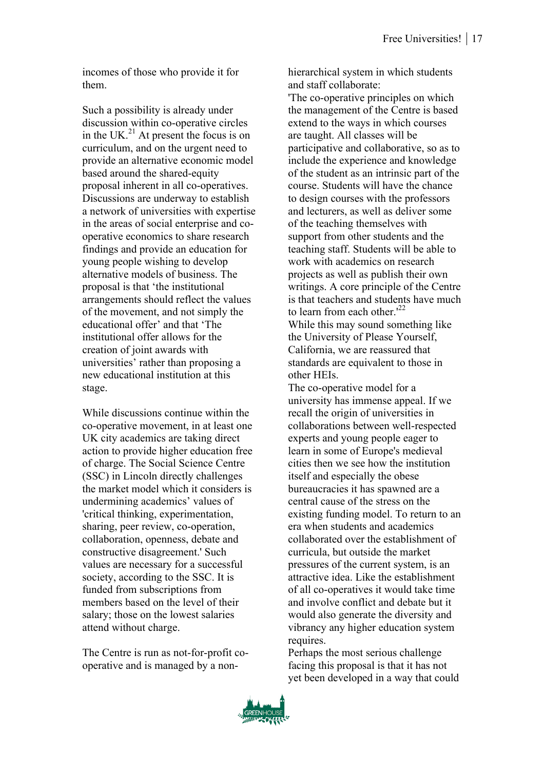incomes of those who provide it for them.

Such a possibility is already under discussion within co-operative circles in the UK.[21] At present the focus is on curriculum, and on the urgent need to provide an alternative economic model based around the shared-equity proposal inherent in all co-operatives. Discussions are underway to establish a network of universities with expertise in the areas of social enterprise and co-operative economics to share research findings and provide an education for young people wishing to develop alternative models of business. The proposal is that 'the institutional arrangements should reflect the values of the movement, and not simply the educational offer' and that 'The institutional offer allows for the creation of joint awards with universities' rather than proposing a new educational institution at this stage.

While discussions continue within the co-operative movement, in at least one UK city academics are taking direct action to provide higher education free of charge. The Social Science Centre (SSC) in Lincoln directly challenges the market model which it considers is undermining academics' values of 'critical thinking, experimentation, sharing, peer review, co-operation, collaboration, openness, debate and constructive disagreement.' Such values are necessary for a successful society, according to the SSC. It is funded from subscriptions from members based on the level of their salary; those on the lowest salaries attend without charge.

The Centre is run as not-for-profit co-operative and is managed by a non-hierarchical system in which students and staff collaborate:

'The co-operative principles on which the management of the Centre is based extend to the ways in which courses are taught. All classes will be participative and collaborative, so as to include the experience and knowledge of the student as an intrinsic part of the course. Students will have the chance to design courses with the professors and lecturers, as well as deliver some of the teaching themselves with support from other students and the teaching staff. Students will be able to work with academics on research projects as well as publish their own writings. A core principle of the Centre is that teachers and students have much to learn from each other.'[22]

While this may sound something like the University of Please Yourself, California, we are reassured that standards are equivalent to those in other HEIs.

The co-operative model for a university has immense appeal. If we recall the origin of universities in collaborations between well-respected experts and young people eager to learn in some of Europe's medieval cities then we see how the institution itself and especially the obese bureaucracies it has spawned are a central cause of the stress on the existing funding model. To return to an era when students and academics collaborated over the establishment of curricula, but outside the market pressures of the current system, is an attractive idea. Like the establishment of all co-operatives it would take time and involve conflict and debate but it would also generate the diversity and vibrancy any higher education system requires.

Perhaps the most serious challenge facing this proposal is that it has not yet been developed in a way that could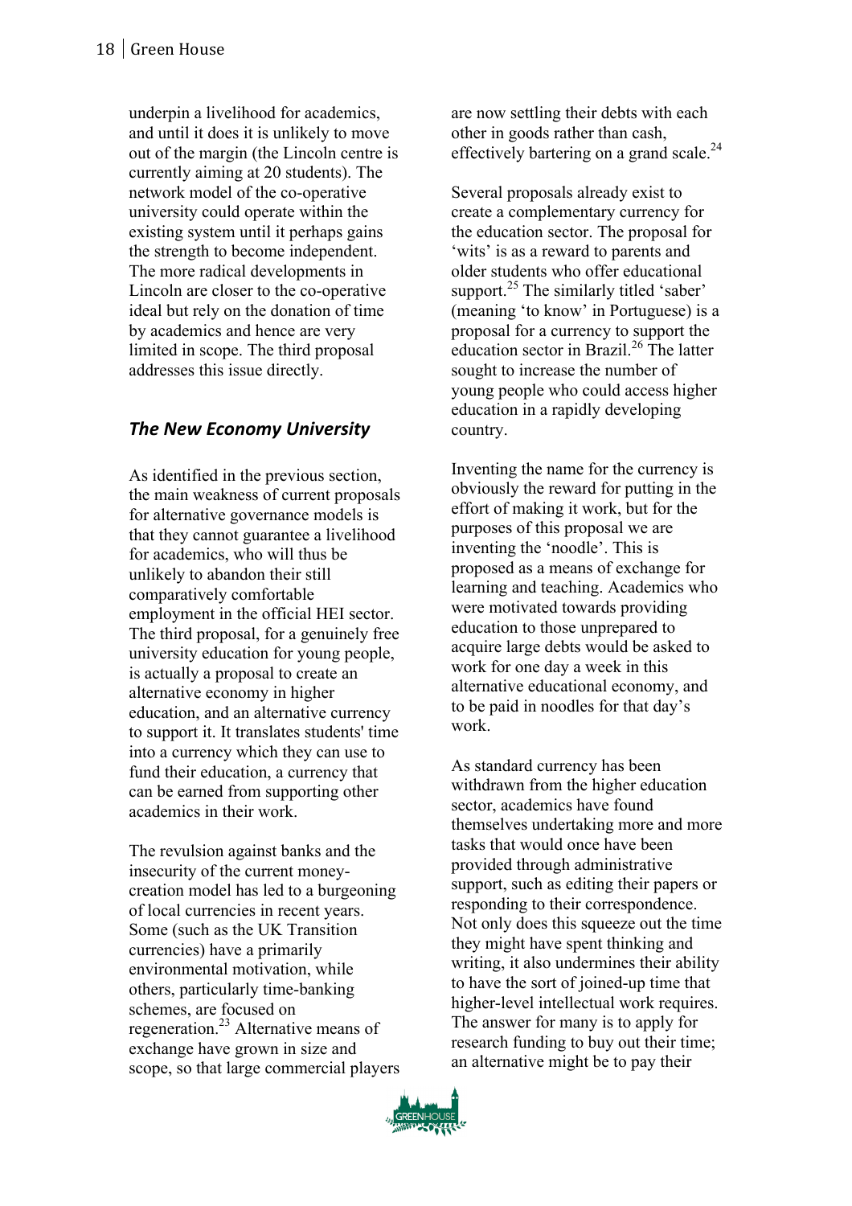underpin a livelihood for academics, and until it does it is unlikely to move out of the margin (the Lincoln centre is currently aiming at 20 students). The network model of the co-operative university could operate within the existing system until it perhaps gains the strength to become independent. The more radical developments in Lincoln are closer to the co-operative ideal but rely on the donation of time by academics and hence are very limited in scope. The third proposal addresses this issue directly.

### *The New Economy University*

As identified in the previous section, the main weakness of current proposals for alternative governance models is that they cannot guarantee a livelihood for academics, who will thus be unlikely to abandon their still comparatively comfortable employment in the official HEI sector. The third proposal, for a genuinely free university education for young people, is actually a proposal to create an alternative economy in higher education, and an alternative currency to support it. It translates students' time into a currency which they can use to fund their education, a currency that can be earned from supporting other academics in their work.

The revulsion against banks and the insecurity of the current money-creation model has led to a burgeoning of local currencies in recent years. Some (such as the UK Transition currencies) have a primarily environmental motivation, while others, particularly time-banking schemes, are focused on regeneration.[23] Alternative means of exchange have grown in size and scope, so that large commercial players are now settling their debts with each other in goods rather than cash, effectively bartering on a grand scale.[24]

Several proposals already exist to create a complementary currency for the education sector. The proposal for 'wits' is as a reward to parents and older students who offer educational support.[25] The similarly titled 'saber' (meaning 'to know' in Portuguese) is a proposal for a currency to support the education sector in Brazil.[26] The latter sought to increase the number of young people who could access higher education in a rapidly developing country.

Inventing the name for the currency is obviously the reward for putting in the effort of making it work, but for the purposes of this proposal we are inventing the 'noodle'. This is proposed as a means of exchange for learning and teaching. Academics who were motivated towards providing education to those unprepared to acquire large debts would be asked to work for one day a week in this alternative educational economy, and to be paid in noodles for that day's work.

As standard currency has been withdrawn from the higher education sector, academics have found themselves undertaking more and more tasks that would once have been provided through administrative support, such as editing their papers or responding to their correspondence. Not only does this squeeze out the time they might have spent thinking and writing, it also undermines their ability to have the sort of joined-up time that higher-level intellectual work requires. The answer for many is to apply for research funding to buy out their time; an alternative might be to pay their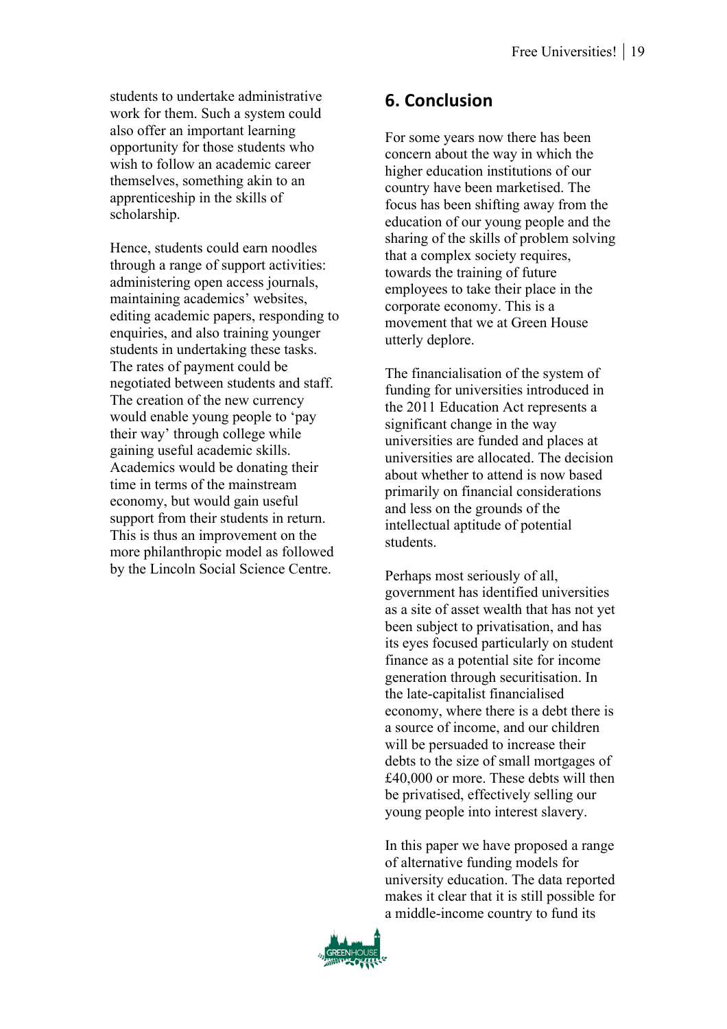students to undertake administrative work for them. Such a system could also offer an important learning opportunity for those students who wish to follow an academic career themselves, something akin to an apprenticeship in the skills of scholarship.

Hence, students could earn noodles through a range of support activities: administering open access journals, maintaining academics' websites, editing academic papers, responding to enquiries, and also training younger students in undertaking these tasks. The rates of payment could be negotiated between students and staff. The creation of the new currency would enable young people to 'pay their way' through college while gaining useful academic skills. Academics would be donating their time in terms of the mainstream economy, but would gain useful support from their students in return. This is thus an improvement on the more philanthropic model as followed by the Lincoln Social Science Centre.

## 6. Conclusion

For some years now there has been concern about the way in which the higher education institutions of our country have been marketised. The focus has been shifting away from the education of our young people and the sharing of the skills of problem solving that a complex society requires, towards the training of future employees to take their place in the corporate economy. This is a movement that we at Green House utterly deplore.

The financialisation of the system of funding for universities introduced in the 2011 Education Act represents a significant change in the way universities are funded and places at universities are allocated. The decision about whether to attend is now based primarily on financial considerations and less on the grounds of the intellectual aptitude of potential students.

Perhaps most seriously of all, government has identified universities as a site of asset wealth that has not yet been subject to privatisation, and has its eyes focused particularly on student finance as a potential site for income generation through securitisation. In the late-capitalist financialised economy, where there is a debt there is a source of income, and our children will be persuaded to increase their debts to the size of small mortgages of £40,000 or more. These debts will then be privatised, effectively selling our young people into interest slavery.

In this paper we have proposed a range of alternative funding models for university education. The data reported makes it clear that it is still possible for a middle-income country to fund its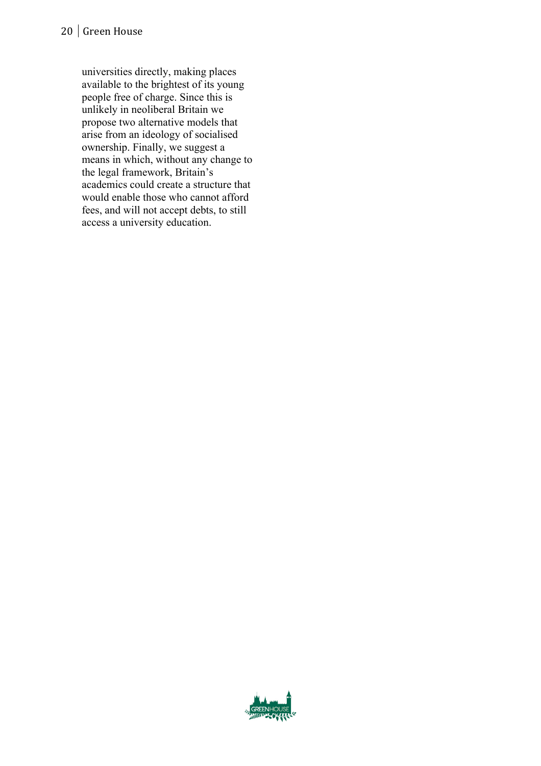universities directly, making places available to the brightest of its young people free of charge. Since this is unlikely in neoliberal Britain we propose two alternative models that arise from an ideology of socialised ownership. Finally, we suggest a means in which, without any change to the legal framework, Britain's academics could create a structure that would enable those who cannot afford fees, and will not accept debts, to still access a university education.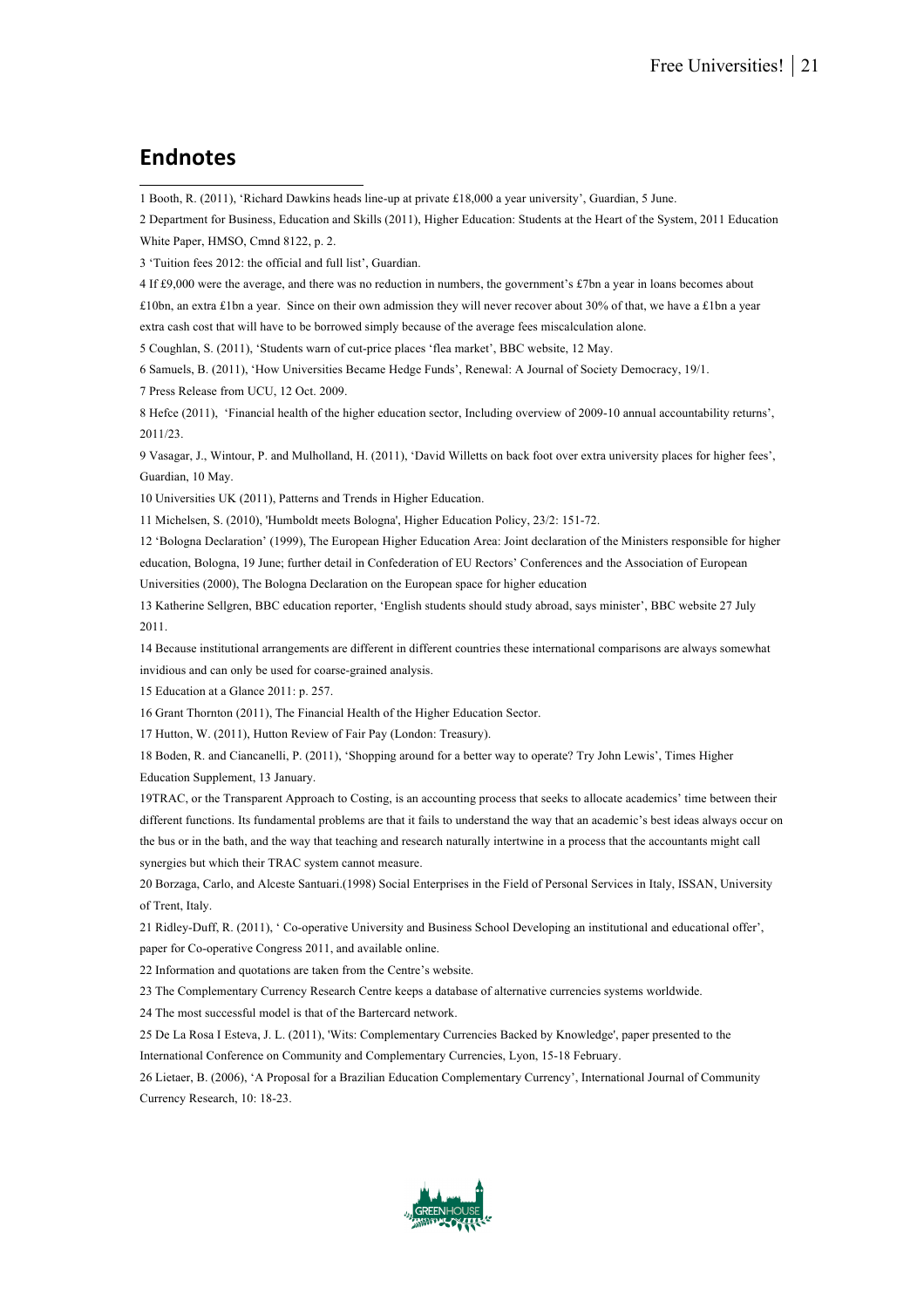## Endnotes

1 Booth, R. (2011), 'Richard Dawkins heads line-up at private £18,000 a year university', Guardian, 5 June.

2 Department for Business, Education and Skills (2011), Higher Education: Students at the Heart of the System, 2011 Education White Paper, HMSO, Cmnd 8122, p. 2.

3 'Tuition fees 2012: the official and full list', Guardian.

4 If £9,000 were the average, and there was no reduction in numbers, the government's £7bn a year in loans becomes about £10bn, an extra £1bn a year. Since on their own admission they will never recover about 30% of that, we have a £1bn a year extra cash cost that will have to be borrowed simply because of the average fees miscalculation alone.

5 Coughlan, S. (2011), 'Students warn of cut-price places 'flea market', BBC website, 12 May.

6 Samuels, B. (2011), 'How Universities Became Hedge Funds', Renewal: A Journal of Society Democracy, 19/1.

7 Press Release from UCU, 12 Oct. 2009.

8 Hefce (2011), 'Financial health of the higher education sector, Including overview of 2009-10 annual accountability returns', 2011/23.

9 Vasagar, J., Wintour, P. and Mulholland, H. (2011), 'David Willetts on back foot over extra university places for higher fees', Guardian, 10 May.

10 Universities UK (2011), Patterns and Trends in Higher Education.

11 Michelsen, S. (2010), 'Humboldt meets Bologna', Higher Education Policy, 23/2: 151-72.

12 'Bologna Declaration' (1999), The European Higher Education Area: Joint declaration of the Ministers responsible for higher education, Bologna, 19 June; further detail in Confederation of EU Rectors' Conferences and the Association of European Universities (2000), The Bologna Declaration on the European space for higher education

13 Katherine Sellgren, BBC education reporter, 'English students should study abroad, says minister', BBC website 27 July 2011.

14 Because institutional arrangements are different in different countries these international comparisons are always somewhat invidious and can only be used for coarse-grained analysis.

15 Education at a Glance 2011: p. 257.

16 Grant Thornton (2011), The Financial Health of the Higher Education Sector.

17 Hutton, W. (2011), Hutton Review of Fair Pay (London: Treasury).

18 Boden, R. and Ciancanelli, P. (2011), 'Shopping around for a better way to operate? Try John Lewis', Times Higher Education Supplement, 13 January.

19TRAC, or the Transparent Approach to Costing, is an accounting process that seeks to allocate academics' time between their different functions. Its fundamental problems are that it fails to understand the way that an academic's best ideas always occur on the bus or in the bath, and the way that teaching and research naturally intertwine in a process that the accountants might call synergies but which their TRAC system cannot measure.

20 Borzaga, Carlo, and Alceste Santuari.(1998) Social Enterprises in the Field of Personal Services in Italy, ISSAN, University of Trent, Italy.

21 Ridley-Duff, R. (2011), ' Co-operative University and Business School Developing an institutional and educational offer', paper for Co-operative Congress 2011, and available online.

22 Information and quotations are taken from the Centre's website.

23 The Complementary Currency Research Centre keeps a database of alternative currencies systems worldwide.

24 The most successful model is that of the Bartercard network.

25 De La Rosa I Esteva, J. L. (2011), 'Wits: Complementary Currencies Backed by Knowledge', paper presented to the International Conference on Community and Complementary Currencies, Lyon, 15-18 February.

26 Lietaer, B. (2006), 'A Proposal for a Brazilian Education Complementary Currency', International Journal of Community Currency Research, 10: 18-23.